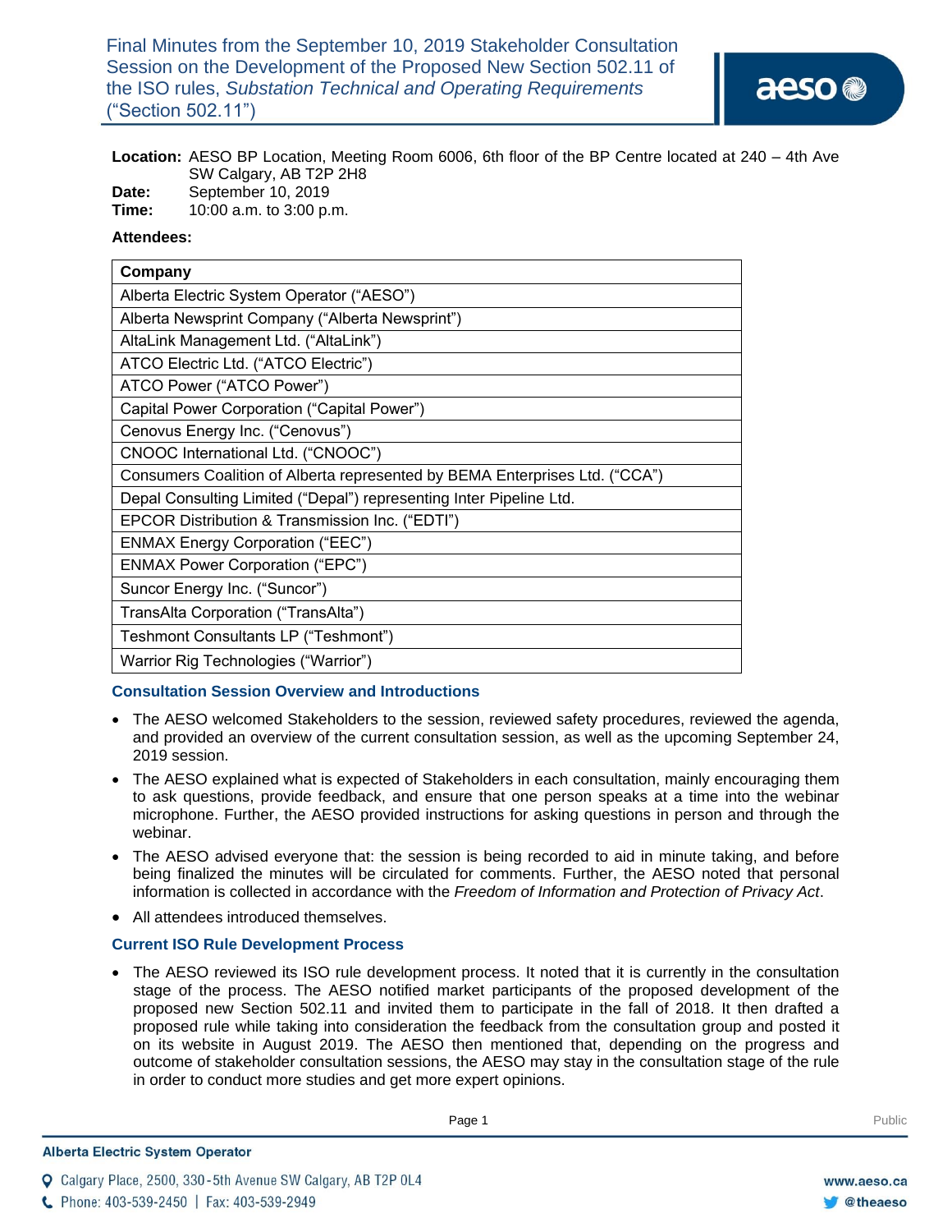# Final Minutes from the September 10, 2019 Stakeholder Consultation Session on the Development of the Proposed New Section 502.11 of the ISO rules, *Substation Technical and Operating Requirements* ("Section 502.11")

**Location:** AESO BP Location, Meeting Room 6006, 6th floor of the BP Centre located at 240 – 4th Ave SW Calgary, AB T2P 2H8
**Date:** September 10, 2019
**Time:** 10:00 a.m. to 3:00 p.m.

**Attendees:**

| Company |
|---|
| Alberta Electric System Operator ("AESO") |
| Alberta Newsprint Company ("Alberta Newsprint") |
| AltaLink Management Ltd. ("AltaLink") |
| ATCO Electric Ltd. ("ATCO Electric") |
| ATCO Power ("ATCO Power") |
| Capital Power Corporation ("Capital Power") |
| Cenovus Energy Inc. ("Cenovus") |
| CNOOC International Ltd. ("CNOOC") |
| Consumers Coalition of Alberta represented by BEMA Enterprises Ltd. ("CCA") |
| Depal Consulting Limited ("Depal") representing Inter Pipeline Ltd. |
| EPCOR Distribution & Transmission Inc. ("EDTI") |
| ENMAX Energy Corporation ("EEC") |
| ENMAX Power Corporation ("EPC") |
| Suncor Energy Inc. ("Suncor") |
| TransAlta Corporation ("TransAlta") |
| Teshmont Consultants LP ("Teshmont") |
| Warrior Rig Technologies ("Warrior") |

## Consultation Session Overview and Introductions

- The AESO welcomed Stakeholders to the session, reviewed safety procedures, reviewed the agenda, and provided an overview of the current consultation session, as well as the upcoming September 24, 2019 session.
- The AESO explained what is expected of Stakeholders in each consultation, mainly encouraging them to ask questions, provide feedback, and ensure that one person speaks at a time into the webinar microphone. Further, the AESO provided instructions for asking questions in person and through the webinar.
- The AESO advised everyone that: the session is being recorded to aid in minute taking, and before being finalized the minutes will be circulated for comments. Further, the AESO noted that personal information is collected in accordance with the *Freedom of Information and Protection of Privacy Act*.
- All attendees introduced themselves.

## Current ISO Rule Development Process

- The AESO reviewed its ISO rule development process. It noted that it is currently in the consultation stage of the process. The AESO notified market participants of the proposed development of the proposed new Section 502.11 and invited them to participate in the fall of 2018. It then drafted a proposed rule while taking into consideration the feedback from the consultation group and posted it on its website in August 2019. The AESO then mentioned that, depending on the progress and outcome of stakeholder consultation sessions, the AESO may stay in the consultation stage of the rule in order to conduct more studies and get more expert opinions.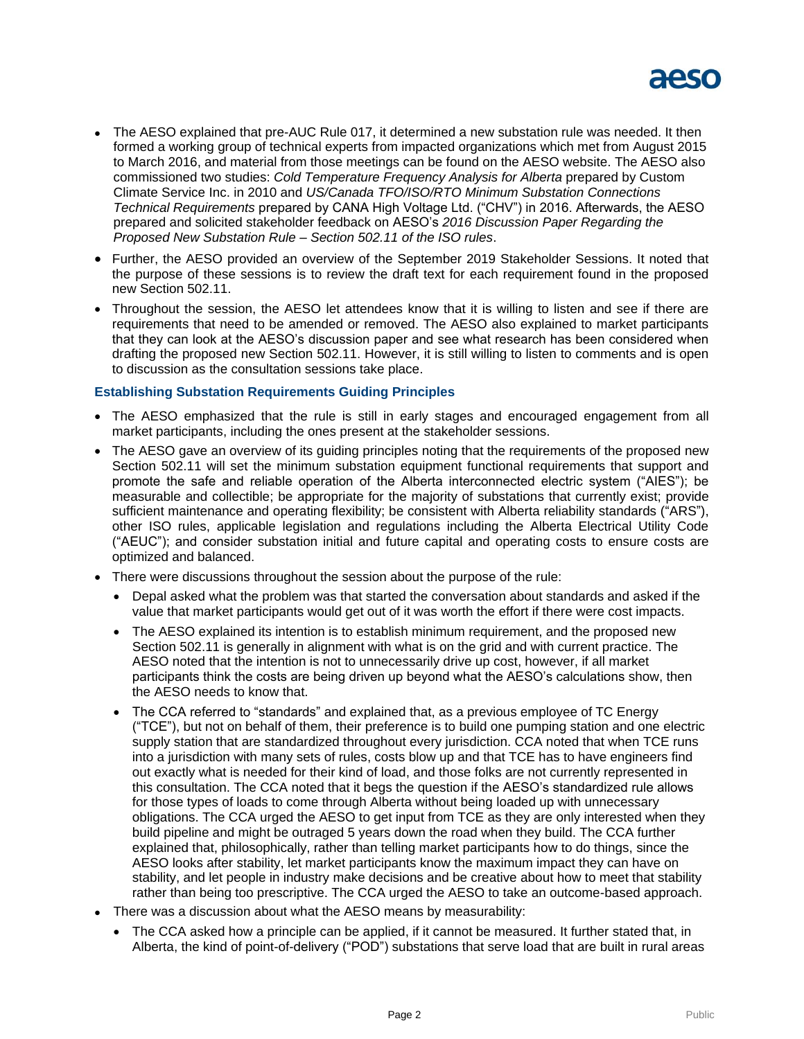- The AESO explained that pre-AUC Rule 017, it determined a new substation rule was needed. It then formed a working group of technical experts from impacted organizations which met from August 2015 to March 2016, and material from those meetings can be found on the AESO website. The AESO also commissioned two studies: *Cold Temperature Frequency Analysis for Alberta* prepared by Custom Climate Service Inc. in 2010 and *US/Canada TFO/ISO/RTO Minimum Substation Connections Technical Requirements* prepared by CANA High Voltage Ltd. ("CHV") in 2016. Afterwards, the AESO prepared and solicited stakeholder feedback on AESO's *2016 Discussion Paper Regarding the Proposed New Substation Rule – Section 502.11 of the ISO rules*.
- Further, the AESO provided an overview of the September 2019 Stakeholder Sessions. It noted that the purpose of these sessions is to review the draft text for each requirement found in the proposed new Section 502.11.
- Throughout the session, the AESO let attendees know that it is willing to listen and see if there are requirements that need to be amended or removed. The AESO also explained to market participants that they can look at the AESO's discussion paper and see what research has been considered when drafting the proposed new Section 502.11. However, it is still willing to listen to comments and is open to discussion as the consultation sessions take place.

### Establishing Substation Requirements Guiding Principles

- The AESO emphasized that the rule is still in early stages and encouraged engagement from all market participants, including the ones present at the stakeholder sessions.
- The AESO gave an overview of its guiding principles noting that the requirements of the proposed new Section 502.11 will set the minimum substation equipment functional requirements that support and promote the safe and reliable operation of the Alberta interconnected electric system ("AIES"); be measurable and collectible; be appropriate for the majority of substations that currently exist; provide sufficient maintenance and operating flexibility; be consistent with Alberta reliability standards ("ARS"), other ISO rules, applicable legislation and regulations including the Alberta Electrical Utility Code ("AEUC"); and consider substation initial and future capital and operating costs to ensure costs are optimized and balanced.
- There were discussions throughout the session about the purpose of the rule:
  - Depal asked what the problem was that started the conversation about standards and asked if the value that market participants would get out of it was worth the effort if there were cost impacts.
  - The AESO explained its intention is to establish minimum requirement, and the proposed new Section 502.11 is generally in alignment with what is on the grid and with current practice. The AESO noted that the intention is not to unnecessarily drive up cost, however, if all market participants think the costs are being driven up beyond what the AESO's calculations show, then the AESO needs to know that.
  - The CCA referred to "standards" and explained that, as a previous employee of TC Energy ("TCE"), but not on behalf of them, their preference is to build one pumping station and one electric supply station that are standardized throughout every jurisdiction. CCA noted that when TCE runs into a jurisdiction with many sets of rules, costs blow up and that TCE has to have engineers find out exactly what is needed for their kind of load, and those folks are not currently represented in this consultation. The CCA noted that it begs the question if the AESO's standardized rule allows for those types of loads to come through Alberta without being loaded up with unnecessary obligations. The CCA urged the AESO to get input from TCE as they are only interested when they build pipeline and might be outraged 5 years down the road when they build. The CCA further explained that, philosophically, rather than telling market participants how to do things, since the AESO looks after stability, let market participants know the maximum impact they can have on stability, and let people in industry make decisions and be creative about how to meet that stability rather than being too prescriptive. The CCA urged the AESO to take an outcome-based approach.
- There was a discussion about what the AESO means by measurability:
  - The CCA asked how a principle can be applied, if it cannot be measured. It further stated that, in Alberta, the kind of point-of-delivery ("POD") substations that serve load that are built in rural areas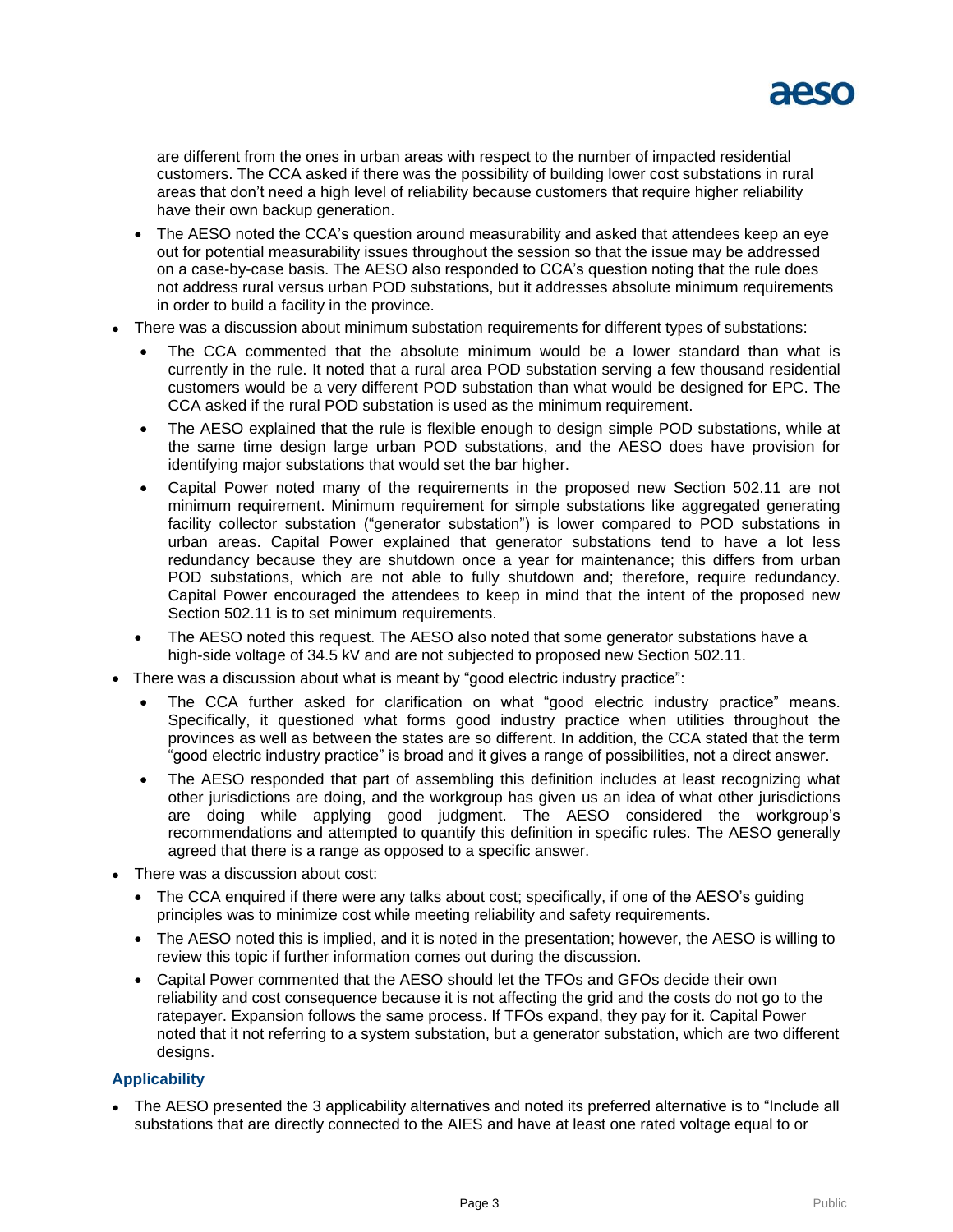are different from the ones in urban areas with respect to the number of impacted residential customers. The CCA asked if there was the possibility of building lower cost substations in rural areas that don't need a high level of reliability because customers that require higher reliability have their own backup generation.

  - The AESO noted the CCA's question around measurability and asked that attendees keep an eye out for potential measurability issues throughout the session so that the issue may be addressed on a case-by-case basis. The AESO also responded to CCA's question noting that the rule does not address rural versus urban POD substations, but it addresses absolute minimum requirements in order to build a facility in the province.

- There was a discussion about minimum substation requirements for different types of substations:
  - The CCA commented that the absolute minimum would be a lower standard than what is currently in the rule. It noted that a rural area POD substation serving a few thousand residential customers would be a very different POD substation than what would be designed for EPC. The CCA asked if the rural POD substation is used as the minimum requirement.
  - The AESO explained that the rule is flexible enough to design simple POD substations, while at the same time design large urban POD substations, and the AESO does have provision for identifying major substations that would set the bar higher.
  - Capital Power noted many of the requirements in the proposed new Section 502.11 are not minimum requirement. Minimum requirement for simple substations like aggregated generating facility collector substation ("generator substation") is lower compared to POD substations in urban areas. Capital Power explained that generator substations tend to have a lot less redundancy because they are shutdown once a year for maintenance; this differs from urban POD substations, which are not able to fully shutdown and; therefore, require redundancy. Capital Power encouraged the attendees to keep in mind that the intent of the proposed new Section 502.11 is to set minimum requirements.
  - The AESO noted this request. The AESO also noted that some generator substations have a high-side voltage of 34.5 kV and are not subjected to proposed new Section 502.11.

- There was a discussion about what is meant by "good electric industry practice":
  - The CCA further asked for clarification on what "good electric industry practice" means. Specifically, it questioned what forms good industry practice when utilities throughout the provinces as well as between the states are so different. In addition, the CCA stated that the term "good electric industry practice" is broad and it gives a range of possibilities, not a direct answer.
  - The AESO responded that part of assembling this definition includes at least recognizing what other jurisdictions are doing, and the workgroup has given us an idea of what other jurisdictions are doing while applying good judgment. The AESO considered the workgroup's recommendations and attempted to quantify this definition in specific rules. The AESO generally agreed that there is a range as opposed to a specific answer.

- There was a discussion about cost:
  - The CCA enquired if there were any talks about cost; specifically, if one of the AESO's guiding principles was to minimize cost while meeting reliability and safety requirements.
  - The AESO noted this is implied, and it is noted in the presentation; however, the AESO is willing to review this topic if further information comes out during the discussion.
  - Capital Power commented that the AESO should let the TFOs and GFOs decide their own reliability and cost consequence because it is not affecting the grid and the costs do not go to the ratepayer. Expansion follows the same process. If TFOs expand, they pay for it. Capital Power noted that it not referring to a system substation, but a generator substation, which are two different designs.

### Applicability

- The AESO presented the 3 applicability alternatives and noted its preferred alternative is to "Include all substations that are directly connected to the AIES and have at least one rated voltage equal to or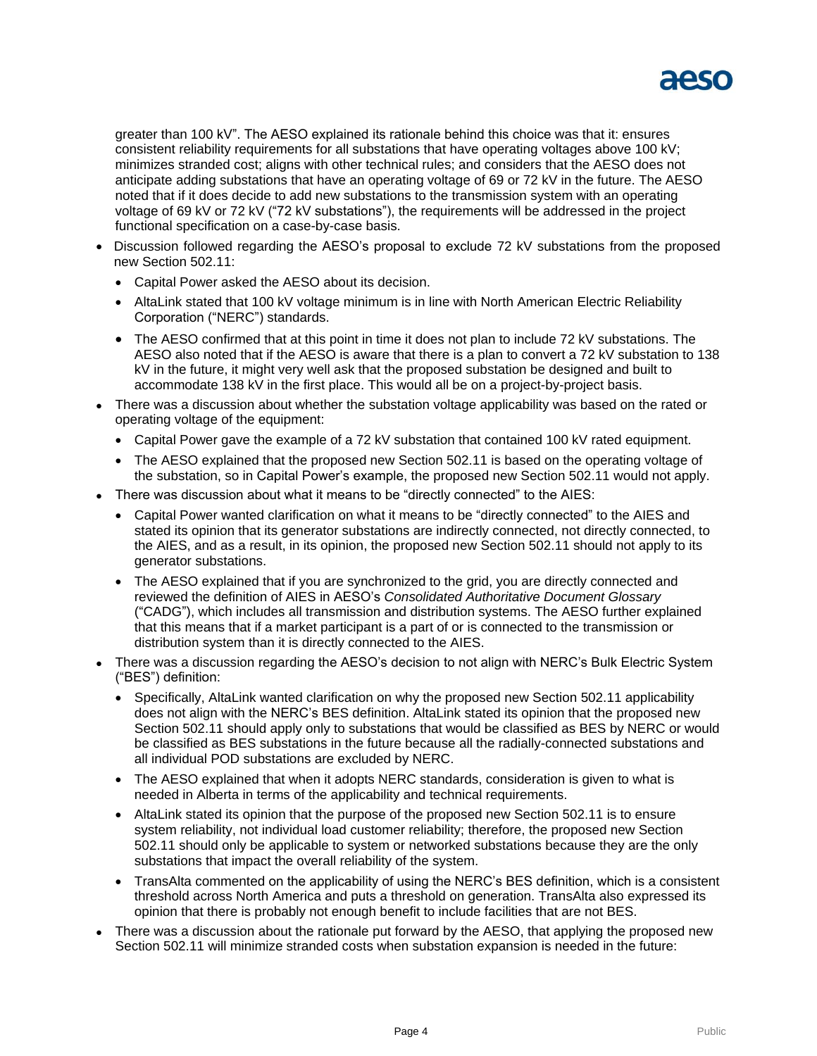greater than 100 kV". The AESO explained its rationale behind this choice was that it: ensures consistent reliability requirements for all substations that have operating voltages above 100 kV; minimizes stranded cost; aligns with other technical rules; and considers that the AESO does not anticipate adding substations that have an operating voltage of 69 or 72 kV in the future. The AESO noted that if it does decide to add new substations to the transmission system with an operating voltage of 69 kV or 72 kV ("72 kV substations"), the requirements will be addressed in the project functional specification on a case-by-case basis.

- Discussion followed regarding the AESO's proposal to exclude 72 kV substations from the proposed new Section 502.11:
  - Capital Power asked the AESO about its decision.
  - AltaLink stated that 100 kV voltage minimum is in line with North American Electric Reliability Corporation ("NERC") standards.
  - The AESO confirmed that at this point in time it does not plan to include 72 kV substations. The AESO also noted that if the AESO is aware that there is a plan to convert a 72 kV substation to 138 kV in the future, it might very well ask that the proposed substation be designed and built to accommodate 138 kV in the first place. This would all be on a project-by-project basis.
- There was a discussion about whether the substation voltage applicability was based on the rated or operating voltage of the equipment:
  - Capital Power gave the example of a 72 kV substation that contained 100 kV rated equipment.
  - The AESO explained that the proposed new Section 502.11 is based on the operating voltage of the substation, so in Capital Power's example, the proposed new Section 502.11 would not apply.
- There was discussion about what it means to be "directly connected" to the AIES:
  - Capital Power wanted clarification on what it means to be "directly connected" to the AIES and stated its opinion that its generator substations are indirectly connected, not directly connected, to the AIES, and as a result, in its opinion, the proposed new Section 502.11 should not apply to its generator substations.
  - The AESO explained that if you are synchronized to the grid, you are directly connected and reviewed the definition of AIES in AESO's *Consolidated Authoritative Document Glossary* ("CADG"), which includes all transmission and distribution systems. The AESO further explained that this means that if a market participant is a part of or is connected to the transmission or distribution system than it is directly connected to the AIES.
- There was a discussion regarding the AESO's decision to not align with NERC's Bulk Electric System ("BES") definition:
  - Specifically, AltaLink wanted clarification on why the proposed new Section 502.11 applicability does not align with the NERC's BES definition. AltaLink stated its opinion that the proposed new Section 502.11 should apply only to substations that would be classified as BES by NERC or would be classified as BES substations in the future because all the radially-connected substations and all individual POD substations are excluded by NERC.
  - The AESO explained that when it adopts NERC standards, consideration is given to what is needed in Alberta in terms of the applicability and technical requirements.
  - AltaLink stated its opinion that the purpose of the proposed new Section 502.11 is to ensure system reliability, not individual load customer reliability; therefore, the proposed new Section 502.11 should only be applicable to system or networked substations because they are the only substations that impact the overall reliability of the system.
  - TransAlta commented on the applicability of using the NERC's BES definition, which is a consistent threshold across North America and puts a threshold on generation. TransAlta also expressed its opinion that there is probably not enough benefit to include facilities that are not BES.
- There was a discussion about the rationale put forward by the AESO, that applying the proposed new Section 502.11 will minimize stranded costs when substation expansion is needed in the future: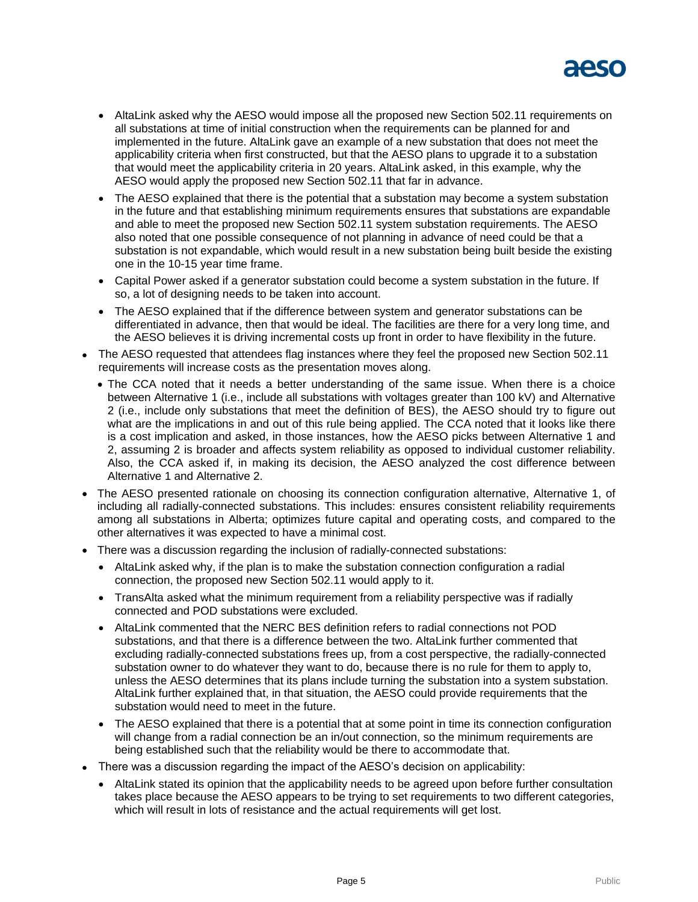- AltaLink asked why the AESO would impose all the proposed new Section 502.11 requirements on all substations at time of initial construction when the requirements can be planned for and implemented in the future. AltaLink gave an example of a new substation that does not meet the applicability criteria when first constructed, but that the AESO plans to upgrade it to a substation that would meet the applicability criteria in 20 years. AltaLink asked, in this example, why the AESO would apply the proposed new Section 502.11 that far in advance.
- The AESO explained that there is the potential that a substation may become a system substation in the future and that establishing minimum requirements ensures that substations are expandable and able to meet the proposed new Section 502.11 system substation requirements. The AESO also noted that one possible consequence of not planning in advance of need could be that a substation is not expandable, which would result in a new substation being built beside the existing one in the 10-15 year time frame.
- Capital Power asked if a generator substation could become a system substation in the future. If so, a lot of designing needs to be taken into account.
- The AESO explained that if the difference between system and generator substations can be differentiated in advance, then that would be ideal. The facilities are there for a very long time, and the AESO believes it is driving incremental costs up front in order to have flexibility in the future.

- The AESO requested that attendees flag instances where they feel the proposed new Section 502.11 requirements will increase costs as the presentation moves along.
  - The CCA noted that it needs a better understanding of the same issue. When there is a choice between Alternative 1 (i.e., include all substations with voltages greater than 100 kV) and Alternative 2 (i.e., include only substations that meet the definition of BES), the AESO should try to figure out what are the implications in and out of this rule being applied. The CCA noted that it looks like there is a cost implication and asked, in those instances, how the AESO picks between Alternative 1 and 2, assuming 2 is broader and affects system reliability as opposed to individual customer reliability. Also, the CCA asked if, in making its decision, the AESO analyzed the cost difference between Alternative 1 and Alternative 2.
- The AESO presented rationale on choosing its connection configuration alternative, Alternative 1, of including all radially-connected substations. This includes: ensures consistent reliability requirements among all substations in Alberta; optimizes future capital and operating costs, and compared to the other alternatives it was expected to have a minimal cost.
- There was a discussion regarding the inclusion of radially-connected substations:
  - AltaLink asked why, if the plan is to make the substation connection configuration a radial connection, the proposed new Section 502.11 would apply to it.
  - TransAlta asked what the minimum requirement from a reliability perspective was if radially connected and POD substations were excluded.
  - AltaLink commented that the NERC BES definition refers to radial connections not POD substations, and that there is a difference between the two. AltaLink further commented that excluding radially-connected substations frees up, from a cost perspective, the radially-connected substation owner to do whatever they want to do, because there is no rule for them to apply to, unless the AESO determines that its plans include turning the substation into a system substation. AltaLink further explained that, in that situation, the AESO could provide requirements that the substation would need to meet in the future.
  - The AESO explained that there is a potential that at some point in time its connection configuration will change from a radial connection be an in/out connection, so the minimum requirements are being established such that the reliability would be there to accommodate that.
- There was a discussion regarding the impact of the AESO's decision on applicability:
  - AltaLink stated its opinion that the applicability needs to be agreed upon before further consultation takes place because the AESO appears to be trying to set requirements to two different categories, which will result in lots of resistance and the actual requirements will get lost.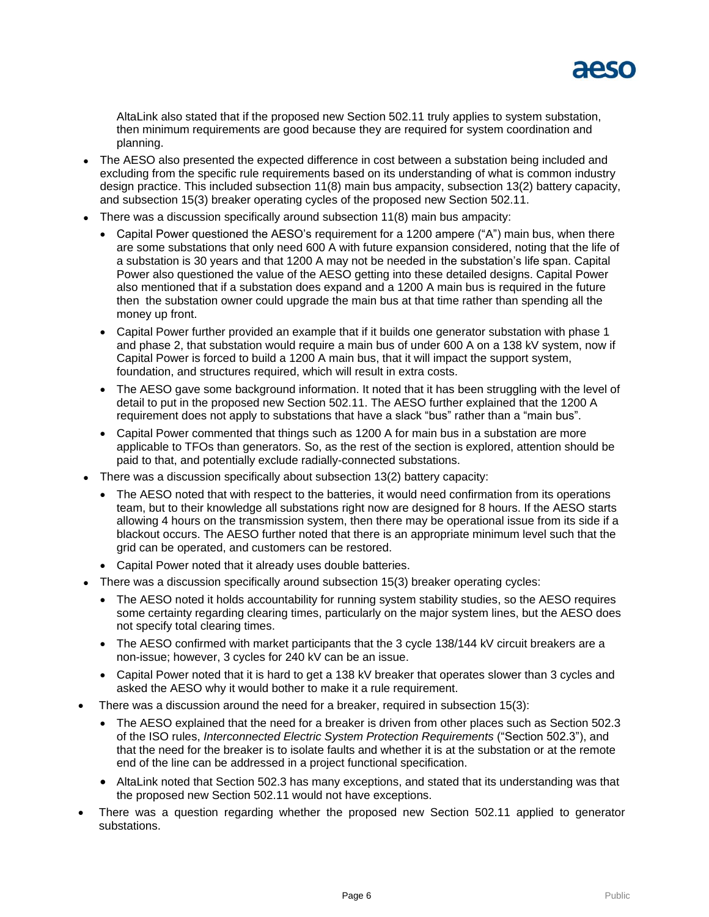AltaLink also stated that if the proposed new Section 502.11 truly applies to system substation, then minimum requirements are good because they are required for system coordination and planning.

- The AESO also presented the expected difference in cost between a substation being included and excluding from the specific rule requirements based on its understanding of what is common industry design practice. This included subsection 11(8) main bus ampacity, subsection 13(2) battery capacity, and subsection 15(3) breaker operating cycles of the proposed new Section 502.11.
- There was a discussion specifically around subsection 11(8) main bus ampacity:
  - Capital Power questioned the AESO's requirement for a 1200 ampere ("A") main bus, when there are some substations that only need 600 A with future expansion considered, noting that the life of a substation is 30 years and that 1200 A may not be needed in the substation's life span. Capital Power also questioned the value of the AESO getting into these detailed designs. Capital Power also mentioned that if a substation does expand and a 1200 A main bus is required in the future then the substation owner could upgrade the main bus at that time rather than spending all the money up front.
  - Capital Power further provided an example that if it builds one generator substation with phase 1 and phase 2, that substation would require a main bus of under 600 A on a 138 kV system, now if Capital Power is forced to build a 1200 A main bus, that it will impact the support system, foundation, and structures required, which will result in extra costs.
  - The AESO gave some background information. It noted that it has been struggling with the level of detail to put in the proposed new Section 502.11. The AESO further explained that the 1200 A requirement does not apply to substations that have a slack "bus" rather than a "main bus".
  - Capital Power commented that things such as 1200 A for main bus in a substation are more applicable to TFOs than generators. So, as the rest of the section is explored, attention should be paid to that, and potentially exclude radially-connected substations.
- There was a discussion specifically about subsection 13(2) battery capacity:
  - The AESO noted that with respect to the batteries, it would need confirmation from its operations team, but to their knowledge all substations right now are designed for 8 hours. If the AESO starts allowing 4 hours on the transmission system, then there may be operational issue from its side if a blackout occurs. The AESO further noted that there is an appropriate minimum level such that the grid can be operated, and customers can be restored.
  - Capital Power noted that it already uses double batteries.
- There was a discussion specifically around subsection 15(3) breaker operating cycles:
  - The AESO noted it holds accountability for running system stability studies, so the AESO requires some certainty regarding clearing times, particularly on the major system lines, but the AESO does not specify total clearing times.
  - The AESO confirmed with market participants that the 3 cycle 138/144 kV circuit breakers are a non-issue; however, 3 cycles for 240 kV can be an issue.
  - Capital Power noted that it is hard to get a 138 kV breaker that operates slower than 3 cycles and asked the AESO why it would bother to make it a rule requirement.
- There was a discussion around the need for a breaker, required in subsection 15(3):
  - The AESO explained that the need for a breaker is driven from other places such as Section 502.3 of the ISO rules, *Interconnected Electric System Protection Requirements* ("Section 502.3"), and that the need for the breaker is to isolate faults and whether it is at the substation or at the remote end of the line can be addressed in a project functional specification.
  - AltaLink noted that Section 502.3 has many exceptions, and stated that its understanding was that the proposed new Section 502.11 would not have exceptions.
- There was a question regarding whether the proposed new Section 502.11 applied to generator substations.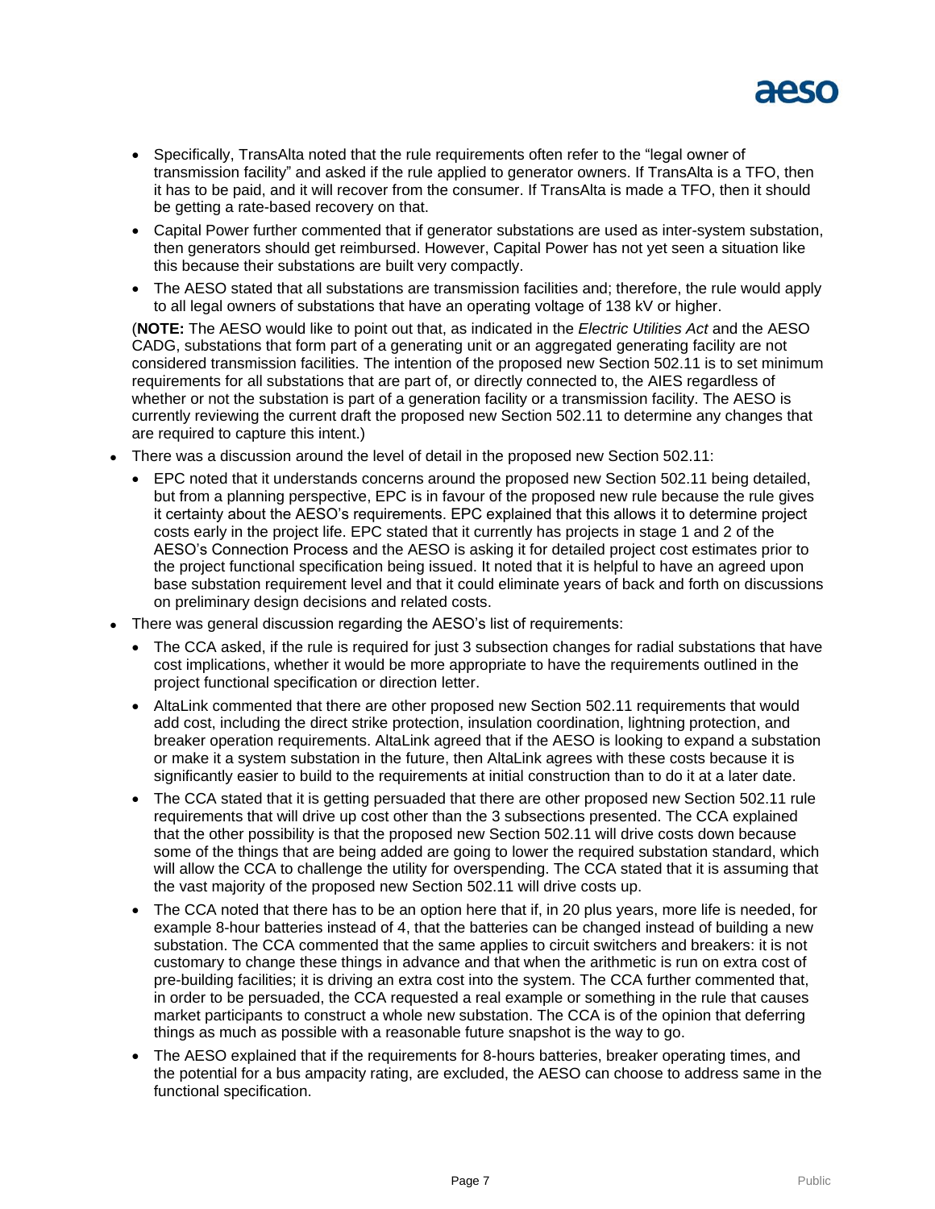- Specifically, TransAlta noted that the rule requirements often refer to the "legal owner of transmission facility" and asked if the rule applied to generator owners. If TransAlta is a TFO, then it has to be paid, and it will recover from the consumer. If TransAlta is made a TFO, then it should be getting a rate-based recovery on that.
- Capital Power further commented that if generator substations are used as inter-system substation, then generators should get reimbursed. However, Capital Power has not yet seen a situation like this because their substations are built very compactly.
- The AESO stated that all substations are transmission facilities and; therefore, the rule would apply to all legal owners of substations that have an operating voltage of 138 kV or higher.

(**NOTE:** The AESO would like to point out that, as indicated in the *Electric Utilities Act* and the AESO CADG, substations that form part of a generating unit or an aggregated generating facility are not considered transmission facilities. The intention of the proposed new Section 502.11 is to set minimum requirements for all substations that are part of, or directly connected to, the AIES regardless of whether or not the substation is part of a generation facility or a transmission facility. The AESO is currently reviewing the current draft the proposed new Section 502.11 to determine any changes that are required to capture this intent.)

- There was a discussion around the level of detail in the proposed new Section 502.11:
  - EPC noted that it understands concerns around the proposed new Section 502.11 being detailed, but from a planning perspective, EPC is in favour of the proposed new rule because the rule gives it certainty about the AESO's requirements. EPC explained that this allows it to determine project costs early in the project life. EPC stated that it currently has projects in stage 1 and 2 of the AESO's Connection Process and the AESO is asking it for detailed project cost estimates prior to the project functional specification being issued. It noted that it is helpful to have an agreed upon base substation requirement level and that it could eliminate years of back and forth on discussions on preliminary design decisions and related costs.
- There was general discussion regarding the AESO's list of requirements:
  - The CCA asked, if the rule is required for just 3 subsection changes for radial substations that have cost implications, whether it would be more appropriate to have the requirements outlined in the project functional specification or direction letter.
  - AltaLink commented that there are other proposed new Section 502.11 requirements that would add cost, including the direct strike protection, insulation coordination, lightning protection, and breaker operation requirements. AltaLink agreed that if the AESO is looking to expand a substation or make it a system substation in the future, then AltaLink agrees with these costs because it is significantly easier to build to the requirements at initial construction than to do it at a later date.
  - The CCA stated that it is getting persuaded that there are other proposed new Section 502.11 rule requirements that will drive up cost other than the 3 subsections presented. The CCA explained that the other possibility is that the proposed new Section 502.11 will drive costs down because some of the things that are being added are going to lower the required substation standard, which will allow the CCA to challenge the utility for overspending. The CCA stated that it is assuming that the vast majority of the proposed new Section 502.11 will drive costs up.
  - The CCA noted that there has to be an option here that if, in 20 plus years, more life is needed, for example 8-hour batteries instead of 4, that the batteries can be changed instead of building a new substation. The CCA commented that the same applies to circuit switchers and breakers: it is not customary to change these things in advance and that when the arithmetic is run on extra cost of pre-building facilities; it is driving an extra cost into the system. The CCA further commented that, in order to be persuaded, the CCA requested a real example or something in the rule that causes market participants to construct a whole new substation. The CCA is of the opinion that deferring things as much as possible with a reasonable future snapshot is the way to go.
  - The AESO explained that if the requirements for 8-hours batteries, breaker operating times, and the potential for a bus ampacity rating, are excluded, the AESO can choose to address same in the functional specification.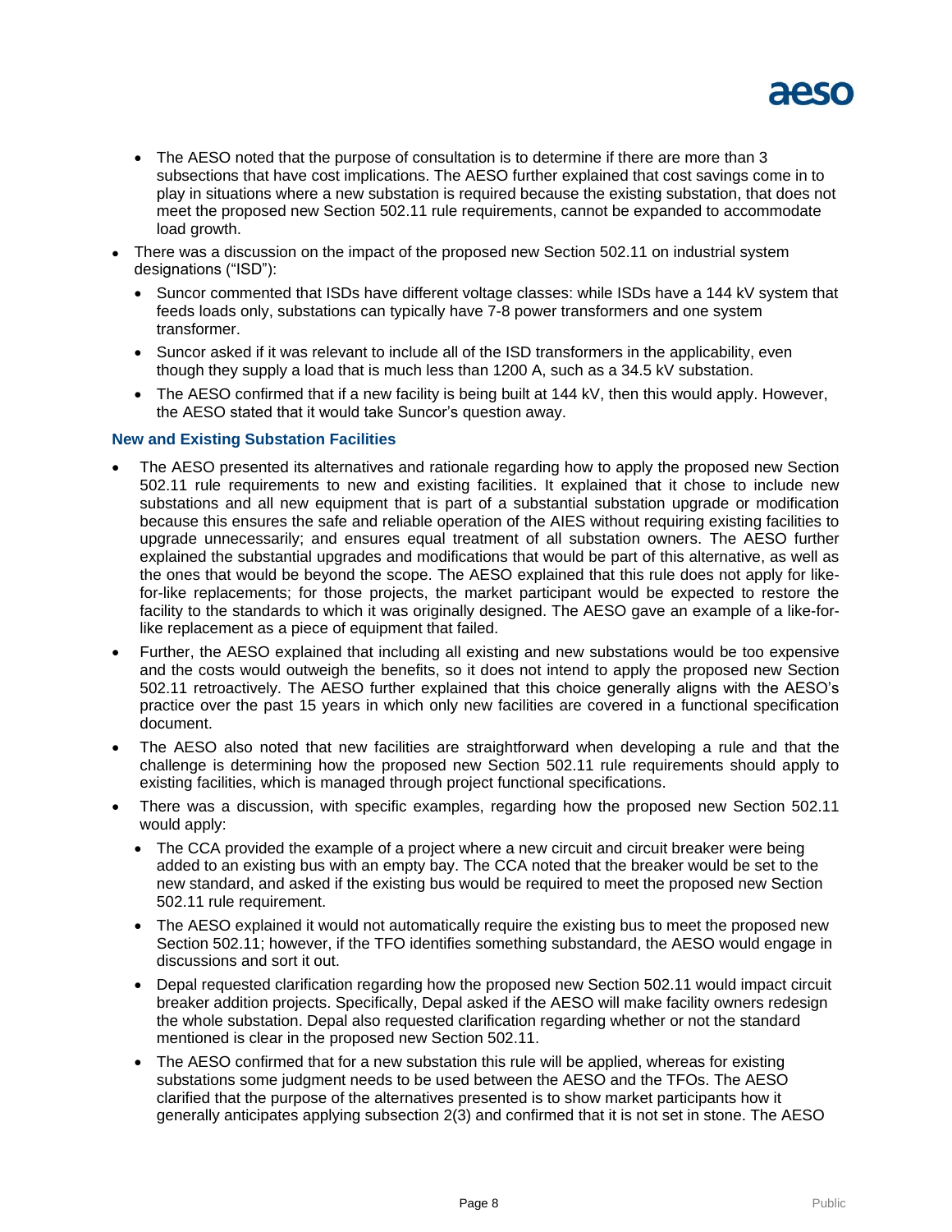- The AESO noted that the purpose of consultation is to determine if there are more than 3 subsections that have cost implications. The AESO further explained that cost savings come in to play in situations where a new substation is required because the existing substation, that does not meet the proposed new Section 502.11 rule requirements, cannot be expanded to accommodate load growth.
- There was a discussion on the impact of the proposed new Section 502.11 on industrial system designations ("ISD"):
  - Suncor commented that ISDs have different voltage classes: while ISDs have a 144 kV system that feeds loads only, substations can typically have 7-8 power transformers and one system transformer.
  - Suncor asked if it was relevant to include all of the ISD transformers in the applicability, even though they supply a load that is much less than 1200 A, such as a 34.5 kV substation.
  - The AESO confirmed that if a new facility is being built at 144 kV, then this would apply. However, the AESO stated that it would take Suncor's question away.

### New and Existing Substation Facilities

- The AESO presented its alternatives and rationale regarding how to apply the proposed new Section 502.11 rule requirements to new and existing facilities. It explained that it chose to include new substations and all new equipment that is part of a substantial substation upgrade or modification because this ensures the safe and reliable operation of the AIES without requiring existing facilities to upgrade unnecessarily; and ensures equal treatment of all substation owners. The AESO further explained the substantial upgrades and modifications that would be part of this alternative, as well as the ones that would be beyond the scope. The AESO explained that this rule does not apply for like-for-like replacements; for those projects, the market participant would be expected to restore the facility to the standards to which it was originally designed. The AESO gave an example of a like-for-like replacement as a piece of equipment that failed.
- Further, the AESO explained that including all existing and new substations would be too expensive and the costs would outweigh the benefits, so it does not intend to apply the proposed new Section 502.11 retroactively. The AESO further explained that this choice generally aligns with the AESO's practice over the past 15 years in which only new facilities are covered in a functional specification document.
- The AESO also noted that new facilities are straightforward when developing a rule and that the challenge is determining how the proposed new Section 502.11 rule requirements should apply to existing facilities, which is managed through project functional specifications.
- There was a discussion, with specific examples, regarding how the proposed new Section 502.11 would apply:
  - The CCA provided the example of a project where a new circuit and circuit breaker were being added to an existing bus with an empty bay. The CCA noted that the breaker would be set to the new standard, and asked if the existing bus would be required to meet the proposed new Section 502.11 rule requirement.
  - The AESO explained it would not automatically require the existing bus to meet the proposed new Section 502.11; however, if the TFO identifies something substandard, the AESO would engage in discussions and sort it out.
  - Depal requested clarification regarding how the proposed new Section 502.11 would impact circuit breaker addition projects. Specifically, Depal asked if the AESO will make facility owners redesign the whole substation. Depal also requested clarification regarding whether or not the standard mentioned is clear in the proposed new Section 502.11.
  - The AESO confirmed that for a new substation this rule will be applied, whereas for existing substations some judgment needs to be used between the AESO and the TFOs. The AESO clarified that the purpose of the alternatives presented is to show market participants how it generally anticipates applying subsection 2(3) and confirmed that it is not set in stone. The AESO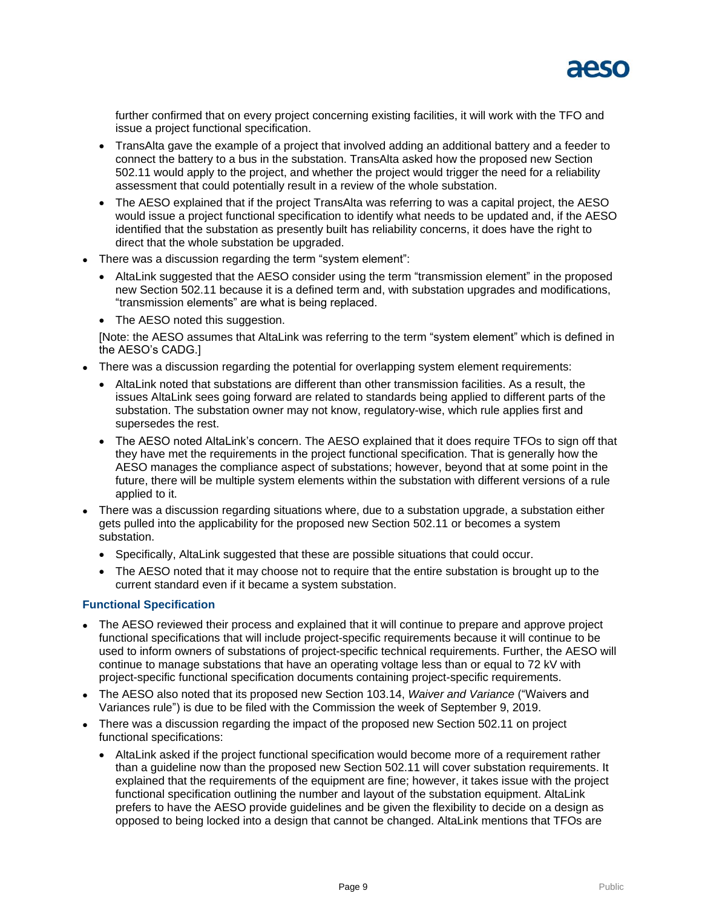further confirmed that on every project concerning existing facilities, it will work with the TFO and issue a project functional specification.

- TransAlta gave the example of a project that involved adding an additional battery and a feeder to connect the battery to a bus in the substation. TransAlta asked how the proposed new Section 502.11 would apply to the project, and whether the project would trigger the need for a reliability assessment that could potentially result in a review of the whole substation.
- The AESO explained that if the project TransAlta was referring to was a capital project, the AESO would issue a project functional specification to identify what needs to be updated and, if the AESO identified that the substation as presently built has reliability concerns, it does have the right to direct that the whole substation be upgraded.

- There was a discussion regarding the term "system element":
  - AltaLink suggested that the AESO consider using the term "transmission element" in the proposed new Section 502.11 because it is a defined term and, with substation upgrades and modifications, "transmission elements" are what is being replaced.
  - The AESO noted this suggestion.

  [Note: the AESO assumes that AltaLink was referring to the term "system element" which is defined in the AESO's CADG.]

- There was a discussion regarding the potential for overlapping system element requirements:
  - AltaLink noted that substations are different than other transmission facilities. As a result, the issues AltaLink sees going forward are related to standards being applied to different parts of the substation. The substation owner may not know, regulatory-wise, which rule applies first and supersedes the rest.
  - The AESO noted AltaLink's concern. The AESO explained that it does require TFOs to sign off that they have met the requirements in the project functional specification. That is generally how the AESO manages the compliance aspect of substations; however, beyond that at some point in the future, there will be multiple system elements within the substation with different versions of a rule applied to it.

- There was a discussion regarding situations where, due to a substation upgrade, a substation either gets pulled into the applicability for the proposed new Section 502.11 or becomes a system substation.
  - Specifically, AltaLink suggested that these are possible situations that could occur.
  - The AESO noted that it may choose not to require that the entire substation is brought up to the current standard even if it became a system substation.

### Functional Specification

- The AESO reviewed their process and explained that it will continue to prepare and approve project functional specifications that will include project-specific requirements because it will continue to be used to inform owners of substations of project-specific technical requirements. Further, the AESO will continue to manage substations that have an operating voltage less than or equal to 72 kV with project-specific functional specification documents containing project-specific requirements.
- The AESO also noted that its proposed new Section 103.14, *Waiver and Variance* ("Waivers and Variances rule") is due to be filed with the Commission the week of September 9, 2019.
- There was a discussion regarding the impact of the proposed new Section 502.11 on project functional specifications:
  - AltaLink asked if the project functional specification would become more of a requirement rather than a guideline now than the proposed new Section 502.11 will cover substation requirements. It explained that the requirements of the equipment are fine; however, it takes issue with the project functional specification outlining the number and layout of the substation equipment. AltaLink prefers to have the AESO provide guidelines and be given the flexibility to decide on a design as opposed to being locked into a design that cannot be changed. AltaLink mentions that TFOs are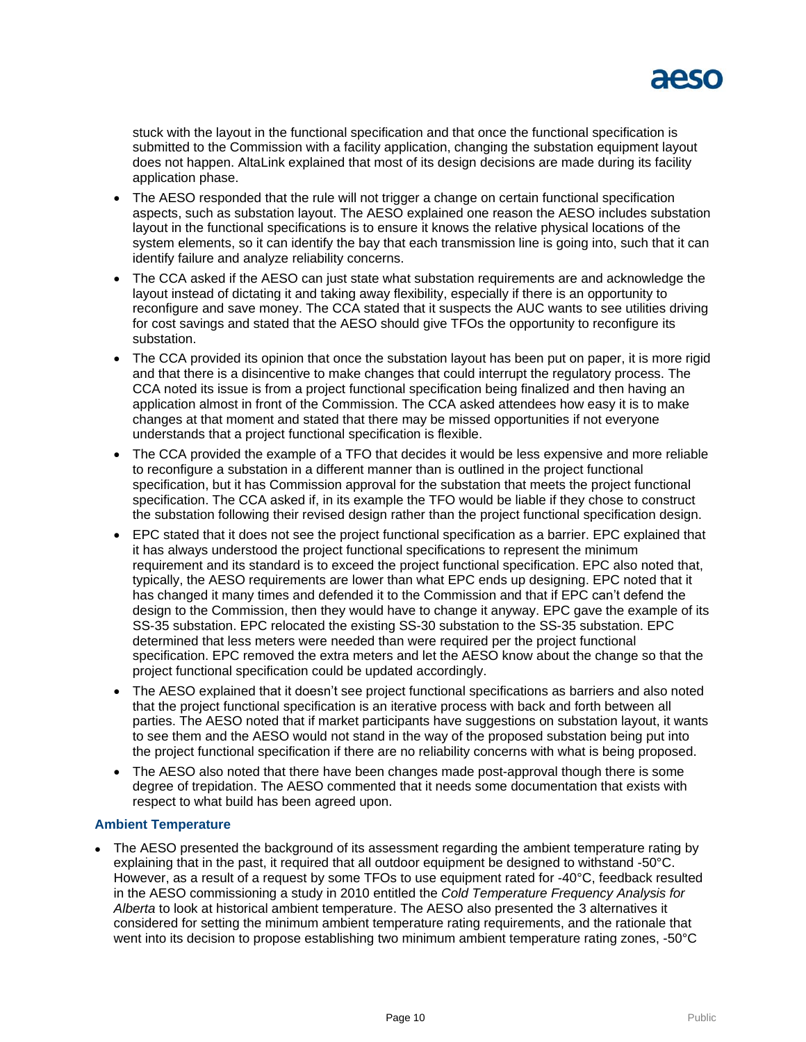stuck with the layout in the functional specification and that once the functional specification is submitted to the Commission with a facility application, changing the substation equipment layout does not happen. AltaLink explained that most of its design decisions are made during its facility application phase.

- The AESO responded that the rule will not trigger a change on certain functional specification aspects, such as substation layout. The AESO explained one reason the AESO includes substation layout in the functional specifications is to ensure it knows the relative physical locations of the system elements, so it can identify the bay that each transmission line is going into, such that it can identify failure and analyze reliability concerns.
- The CCA asked if the AESO can just state what substation requirements are and acknowledge the layout instead of dictating it and taking away flexibility, especially if there is an opportunity to reconfigure and save money. The CCA stated that it suspects the AUC wants to see utilities driving for cost savings and stated that the AESO should give TFOs the opportunity to reconfigure its substation.
- The CCA provided its opinion that once the substation layout has been put on paper, it is more rigid and that there is a disincentive to make changes that could interrupt the regulatory process. The CCA noted its issue is from a project functional specification being finalized and then having an application almost in front of the Commission. The CCA asked attendees how easy it is to make changes at that moment and stated that there may be missed opportunities if not everyone understands that a project functional specification is flexible.
- The CCA provided the example of a TFO that decides it would be less expensive and more reliable to reconfigure a substation in a different manner than is outlined in the project functional specification, but it has Commission approval for the substation that meets the project functional specification. The CCA asked if, in its example the TFO would be liable if they chose to construct the substation following their revised design rather than the project functional specification design.
- EPC stated that it does not see the project functional specification as a barrier. EPC explained that it has always understood the project functional specifications to represent the minimum requirement and its standard is to exceed the project functional specification. EPC also noted that, typically, the AESO requirements are lower than what EPC ends up designing. EPC noted that it has changed it many times and defended it to the Commission and that if EPC can't defend the design to the Commission, then they would have to change it anyway. EPC gave the example of its SS-35 substation. EPC relocated the existing SS-30 substation to the SS-35 substation. EPC determined that less meters were needed than were required per the project functional specification. EPC removed the extra meters and let the AESO know about the change so that the project functional specification could be updated accordingly.
- The AESO explained that it doesn't see project functional specifications as barriers and also noted that the project functional specification is an iterative process with back and forth between all parties. The AESO noted that if market participants have suggestions on substation layout, it wants to see them and the AESO would not stand in the way of the proposed substation being put into the project functional specification if there are no reliability concerns with what is being proposed.
- The AESO also noted that there have been changes made post-approval though there is some degree of trepidation. The AESO commented that it needs some documentation that exists with respect to what build has been agreed upon.

### Ambient Temperature

- The AESO presented the background of its assessment regarding the ambient temperature rating by explaining that in the past, it required that all outdoor equipment be designed to withstand -50°C. However, as a result of a request by some TFOs to use equipment rated for -40°C, feedback resulted in the AESO commissioning a study in 2010 entitled the *Cold Temperature Frequency Analysis for Alberta* to look at historical ambient temperature. The AESO also presented the 3 alternatives it considered for setting the minimum ambient temperature rating requirements, and the rationale that went into its decision to propose establishing two minimum ambient temperature rating zones, -50°C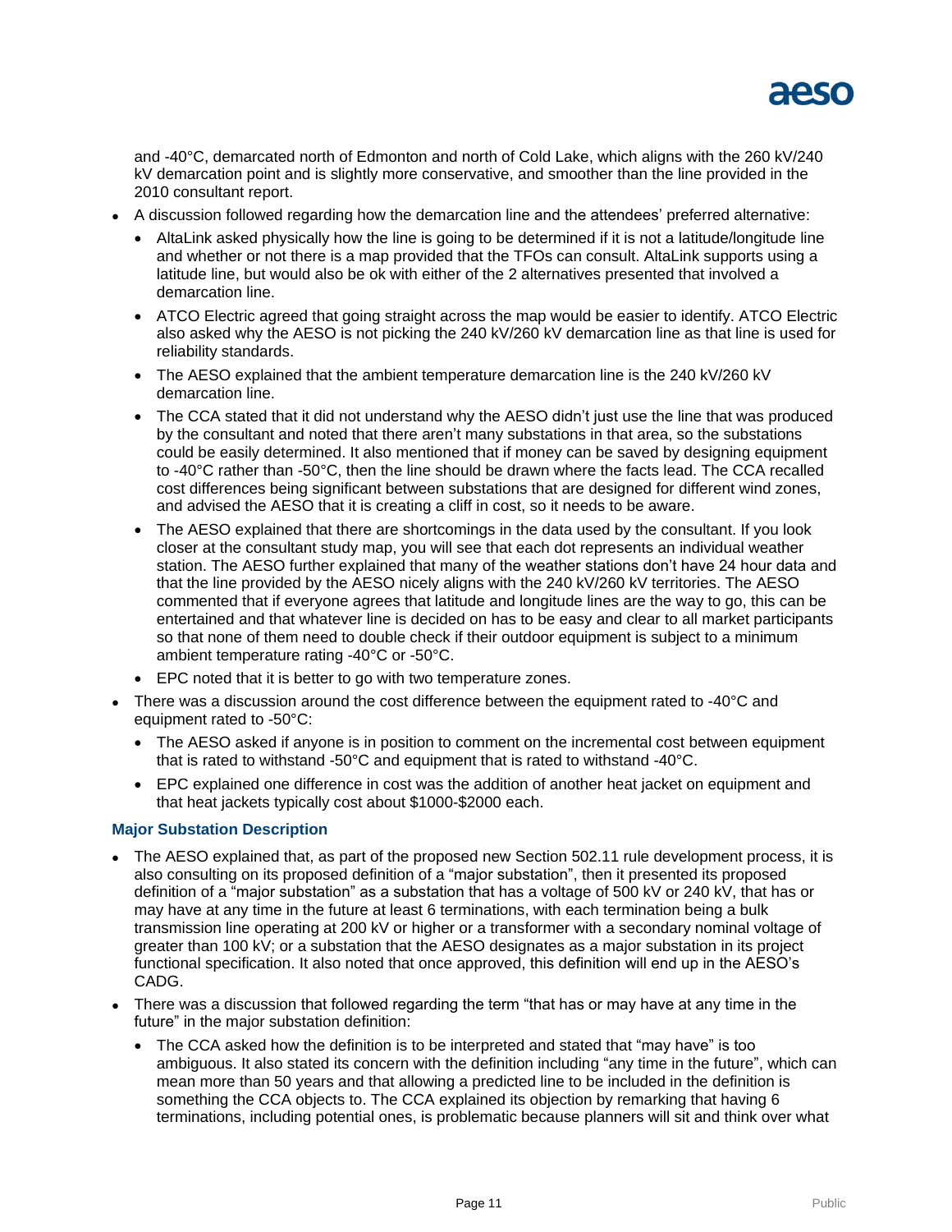and -40°C, demarcated north of Edmonton and north of Cold Lake, which aligns with the 260 kV/240 kV demarcation point and is slightly more conservative, and smoother than the line provided in the 2010 consultant report.

- A discussion followed regarding how the demarcation line and the attendees' preferred alternative:
  - AltaLink asked physically how the line is going to be determined if it is not a latitude/longitude line and whether or not there is a map provided that the TFOs can consult. AltaLink supports using a latitude line, but would also be ok with either of the 2 alternatives presented that involved a demarcation line.
  - ATCO Electric agreed that going straight across the map would be easier to identify. ATCO Electric also asked why the AESO is not picking the 240 kV/260 kV demarcation line as that line is used for reliability standards.
  - The AESO explained that the ambient temperature demarcation line is the 240 kV/260 kV demarcation line.
  - The CCA stated that it did not understand why the AESO didn't just use the line that was produced by the consultant and noted that there aren't many substations in that area, so the substations could be easily determined. It also mentioned that if money can be saved by designing equipment to -40°C rather than -50°C, then the line should be drawn where the facts lead. The CCA recalled cost differences being significant between substations that are designed for different wind zones, and advised the AESO that it is creating a cliff in cost, so it needs to be aware.
  - The AESO explained that there are shortcomings in the data used by the consultant. If you look closer at the consultant study map, you will see that each dot represents an individual weather station. The AESO further explained that many of the weather stations don't have 24 hour data and that the line provided by the AESO nicely aligns with the 240 kV/260 kV territories. The AESO commented that if everyone agrees that latitude and longitude lines are the way to go, this can be entertained and that whatever line is decided on has to be easy and clear to all market participants so that none of them need to double check if their outdoor equipment is subject to a minimum ambient temperature rating -40°C or -50°C.
  - EPC noted that it is better to go with two temperature zones.
- There was a discussion around the cost difference between the equipment rated to -40°C and equipment rated to -50°C:
  - The AESO asked if anyone is in position to comment on the incremental cost between equipment that is rated to withstand -50°C and equipment that is rated to withstand -40°C.
  - EPC explained one difference in cost was the addition of another heat jacket on equipment and that heat jackets typically cost about $1000-$2000 each.

### Major Substation Description

- The AESO explained that, as part of the proposed new Section 502.11 rule development process, it is also consulting on its proposed definition of a "major substation", then it presented its proposed definition of a "major substation" as a substation that has a voltage of 500 kV or 240 kV, that has or may have at any time in the future at least 6 terminations, with each termination being a bulk transmission line operating at 200 kV or higher or a transformer with a secondary nominal voltage of greater than 100 kV; or a substation that the AESO designates as a major substation in its project functional specification. It also noted that once approved, this definition will end up in the AESO's CADG.
- There was a discussion that followed regarding the term "that has or may have at any time in the future" in the major substation definition:
  - The CCA asked how the definition is to be interpreted and stated that "may have" is too ambiguous. It also stated its concern with the definition including "any time in the future", which can mean more than 50 years and that allowing a predicted line to be included in the definition is something the CCA objects to. The CCA explained its objection by remarking that having 6 terminations, including potential ones, is problematic because planners will sit and think over what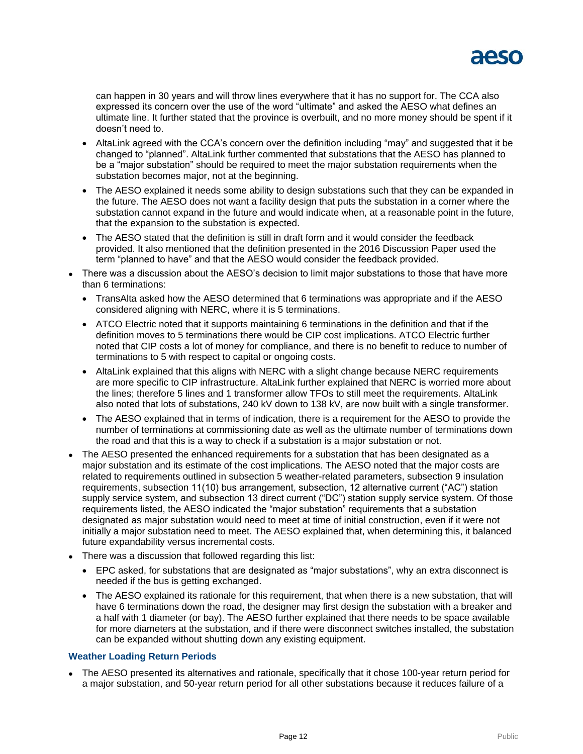can happen in 30 years and will throw lines everywhere that it has no support for. The CCA also expressed its concern over the use of the word "ultimate" and asked the AESO what defines an ultimate line. It further stated that the province is overbuilt, and no more money should be spent if it doesn't need to.

- AltaLink agreed with the CCA's concern over the definition including "may" and suggested that it be changed to "planned". AltaLink further commented that substations that the AESO has planned to be a "major substation" should be required to meet the major substation requirements when the substation becomes major, not at the beginning.
- The AESO explained it needs some ability to design substations such that they can be expanded in the future. The AESO does not want a facility design that puts the substation in a corner where the substation cannot expand in the future and would indicate when, at a reasonable point in the future, that the expansion to the substation is expected.
- The AESO stated that the definition is still in draft form and it would consider the feedback provided. It also mentioned that the definition presented in the 2016 Discussion Paper used the term "planned to have" and that the AESO would consider the feedback provided.

- There was a discussion about the AESO's decision to limit major substations to those that have more than 6 terminations:
  - TransAlta asked how the AESO determined that 6 terminations was appropriate and if the AESO considered aligning with NERC, where it is 5 terminations.
  - ATCO Electric noted that it supports maintaining 6 terminations in the definition and that if the definition moves to 5 terminations there would be CIP cost implications. ATCO Electric further noted that CIP costs a lot of money for compliance, and there is no benefit to reduce to number of terminations to 5 with respect to capital or ongoing costs.
  - AltaLink explained that this aligns with NERC with a slight change because NERC requirements are more specific to CIP infrastructure. AltaLink further explained that NERC is worried more about the lines; therefore 5 lines and 1 transformer allow TFOs to still meet the requirements. AltaLink also noted that lots of substations, 240 kV down to 138 kV, are now built with a single transformer.
  - The AESO explained that in terms of indication, there is a requirement for the AESO to provide the number of terminations at commissioning date as well as the ultimate number of terminations down the road and that this is a way to check if a substation is a major substation or not.
- The AESO presented the enhanced requirements for a substation that has been designated as a major substation and its estimate of the cost implications. The AESO noted that the major costs are related to requirements outlined in subsection 5 weather-related parameters, subsection 9 insulation requirements, subsection 11(10) bus arrangement, subsection, 12 alternative current ("AC") station supply service system, and subsection 13 direct current ("DC") station supply service system. Of those requirements listed, the AESO indicated the "major substation" requirements that a substation designated as major substation would need to meet at time of initial construction, even if it were not initially a major substation need to meet. The AESO explained that, when determining this, it balanced future expandability versus incremental costs.
- There was a discussion that followed regarding this list:
  - EPC asked, for substations that are designated as "major substations", why an extra disconnect is needed if the bus is getting exchanged.
  - The AESO explained its rationale for this requirement, that when there is a new substation, that will have 6 terminations down the road, the designer may first design the substation with a breaker and a half with 1 diameter (or bay). The AESO further explained that there needs to be space available for more diameters at the substation, and if there were disconnect switches installed, the substation can be expanded without shutting down any existing equipment.

### Weather Loading Return Periods

- The AESO presented its alternatives and rationale, specifically that it chose 100-year return period for a major substation, and 50-year return period for all other substations because it reduces failure of a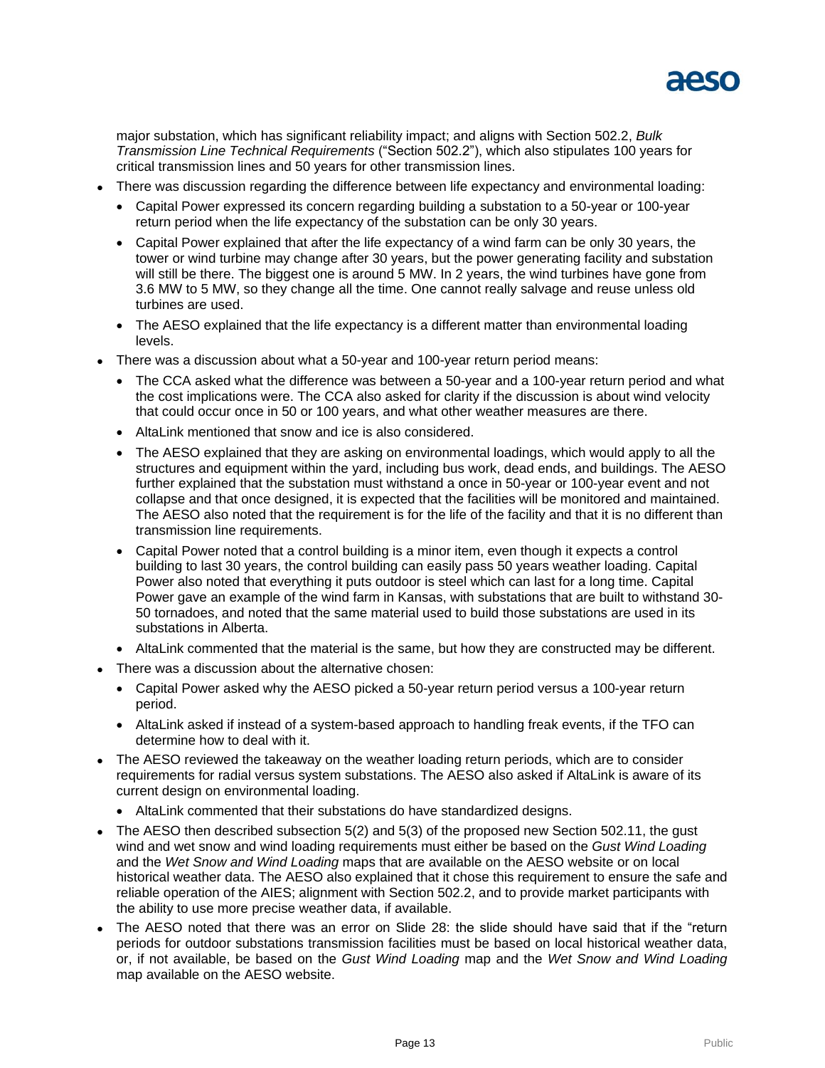major substation, which has significant reliability impact; and aligns with Section 502.2, *Bulk Transmission Line Technical Requirements* ("Section 502.2"), which also stipulates 100 years for critical transmission lines and 50 years for other transmission lines.

- There was discussion regarding the difference between life expectancy and environmental loading:
  - Capital Power expressed its concern regarding building a substation to a 50-year or 100-year return period when the life expectancy of the substation can be only 30 years.
  - Capital Power explained that after the life expectancy of a wind farm can be only 30 years, the tower or wind turbine may change after 30 years, but the power generating facility and substation will still be there. The biggest one is around 5 MW. In 2 years, the wind turbines have gone from 3.6 MW to 5 MW, so they change all the time. One cannot really salvage and reuse unless old turbines are used.
  - The AESO explained that the life expectancy is a different matter than environmental loading levels.
- There was a discussion about what a 50-year and 100-year return period means:
  - The CCA asked what the difference was between a 50-year and a 100-year return period and what the cost implications were. The CCA also asked for clarity if the discussion is about wind velocity that could occur once in 50 or 100 years, and what other weather measures are there.
  - AltaLink mentioned that snow and ice is also considered.
  - The AESO explained that they are asking on environmental loadings, which would apply to all the structures and equipment within the yard, including bus work, dead ends, and buildings. The AESO further explained that the substation must withstand a once in 50-year or 100-year event and not collapse and that once designed, it is expected that the facilities will be monitored and maintained. The AESO also noted that the requirement is for the life of the facility and that it is no different than transmission line requirements.
  - Capital Power noted that a control building is a minor item, even though it expects a control building to last 30 years, the control building can easily pass 50 years weather loading. Capital Power also noted that everything it puts outdoor is steel which can last for a long time. Capital Power gave an example of the wind farm in Kansas, with substations that are built to withstand 30-50 tornadoes, and noted that the same material used to build those substations are used in its substations in Alberta.
  - AltaLink commented that the material is the same, but how they are constructed may be different.
- There was a discussion about the alternative chosen:
  - Capital Power asked why the AESO picked a 50-year return period versus a 100-year return period.
  - AltaLink asked if instead of a system-based approach to handling freak events, if the TFO can determine how to deal with it.
- The AESO reviewed the takeaway on the weather loading return periods, which are to consider requirements for radial versus system substations. The AESO also asked if AltaLink is aware of its current design on environmental loading.
  - AltaLink commented that their substations do have standardized designs.
- The AESO then described subsection 5(2) and 5(3) of the proposed new Section 502.11, the gust wind and wet snow and wind loading requirements must either be based on the *Gust Wind Loading* and the *Wet Snow and Wind Loading* maps that are available on the AESO website or on local historical weather data. The AESO also explained that it chose this requirement to ensure the safe and reliable operation of the AIES; alignment with Section 502.2, and to provide market participants with the ability to use more precise weather data, if available.
- The AESO noted that there was an error on Slide 28: the slide should have said that if the "return periods for outdoor substations transmission facilities must be based on local historical weather data, or, if not available, be based on the *Gust Wind Loading* map and the *Wet Snow and Wind Loading* map available on the AESO website.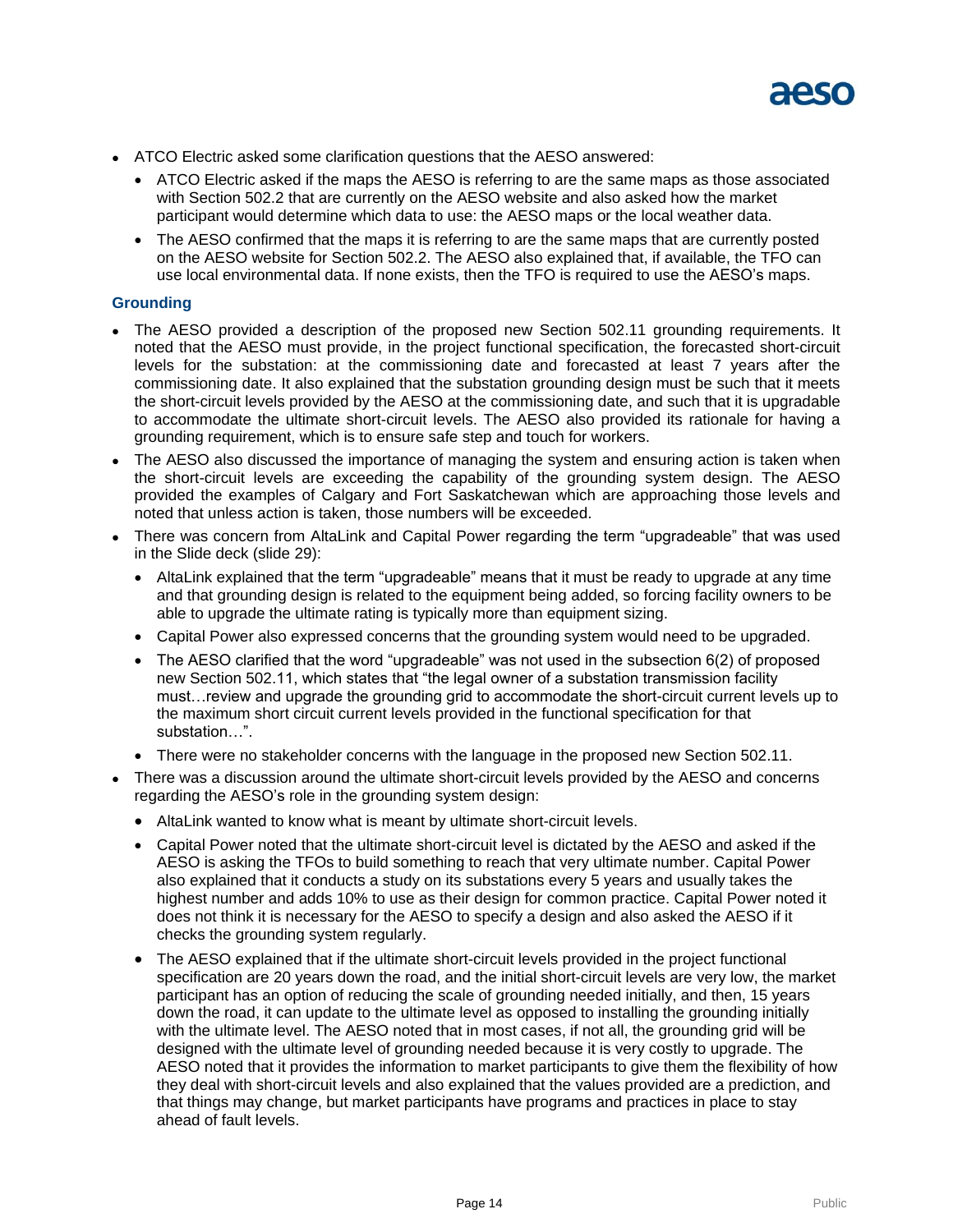- ATCO Electric asked some clarification questions that the AESO answered:
  - ATCO Electric asked if the maps the AESO is referring to are the same maps as those associated with Section 502.2 that are currently on the AESO website and also asked how the market participant would determine which data to use: the AESO maps or the local weather data.
  - The AESO confirmed that the maps it is referring to are the same maps that are currently posted on the AESO website for Section 502.2. The AESO also explained that, if available, the TFO can use local environmental data. If none exists, then the TFO is required to use the AESO's maps.

### Grounding

- The AESO provided a description of the proposed new Section 502.11 grounding requirements. It noted that the AESO must provide, in the project functional specification, the forecasted short-circuit levels for the substation: at the commissioning date and forecasted at least 7 years after the commissioning date. It also explained that the substation grounding design must be such that it meets the short-circuit levels provided by the AESO at the commissioning date, and such that it is upgradable to accommodate the ultimate short-circuit levels. The AESO also provided its rationale for having a grounding requirement, which is to ensure safe step and touch for workers.
- The AESO also discussed the importance of managing the system and ensuring action is taken when the short-circuit levels are exceeding the capability of the grounding system design. The AESO provided the examples of Calgary and Fort Saskatchewan which are approaching those levels and noted that unless action is taken, those numbers will be exceeded.
- There was concern from AltaLink and Capital Power regarding the term "upgradeable" that was used in the Slide deck (slide 29):
  - AltaLink explained that the term "upgradeable" means that it must be ready to upgrade at any time and that grounding design is related to the equipment being added, so forcing facility owners to be able to upgrade the ultimate rating is typically more than equipment sizing.
  - Capital Power also expressed concerns that the grounding system would need to be upgraded.
  - The AESO clarified that the word "upgradeable" was not used in the subsection 6(2) of proposed new Section 502.11, which states that "the legal owner of a substation transmission facility must…review and upgrade the grounding grid to accommodate the short-circuit current levels up to the maximum short circuit current levels provided in the functional specification for that substation…".
  - There were no stakeholder concerns with the language in the proposed new Section 502.11.
- There was a discussion around the ultimate short-circuit levels provided by the AESO and concerns regarding the AESO's role in the grounding system design:
  - AltaLink wanted to know what is meant by ultimate short-circuit levels.
  - Capital Power noted that the ultimate short-circuit level is dictated by the AESO and asked if the AESO is asking the TFOs to build something to reach that very ultimate number. Capital Power also explained that it conducts a study on its substations every 5 years and usually takes the highest number and adds 10% to use as their design for common practice. Capital Power noted it does not think it is necessary for the AESO to specify a design and also asked the AESO if it checks the grounding system regularly.
  - The AESO explained that if the ultimate short-circuit levels provided in the project functional specification are 20 years down the road, and the initial short-circuit levels are very low, the market participant has an option of reducing the scale of grounding needed initially, and then, 15 years down the road, it can update to the ultimate level as opposed to installing the grounding initially with the ultimate level. The AESO noted that in most cases, if not all, the grounding grid will be designed with the ultimate level of grounding needed because it is very costly to upgrade. The AESO noted that it provides the information to market participants to give them the flexibility of how they deal with short-circuit levels and also explained that the values provided are a prediction, and that things may change, but market participants have programs and practices in place to stay ahead of fault levels.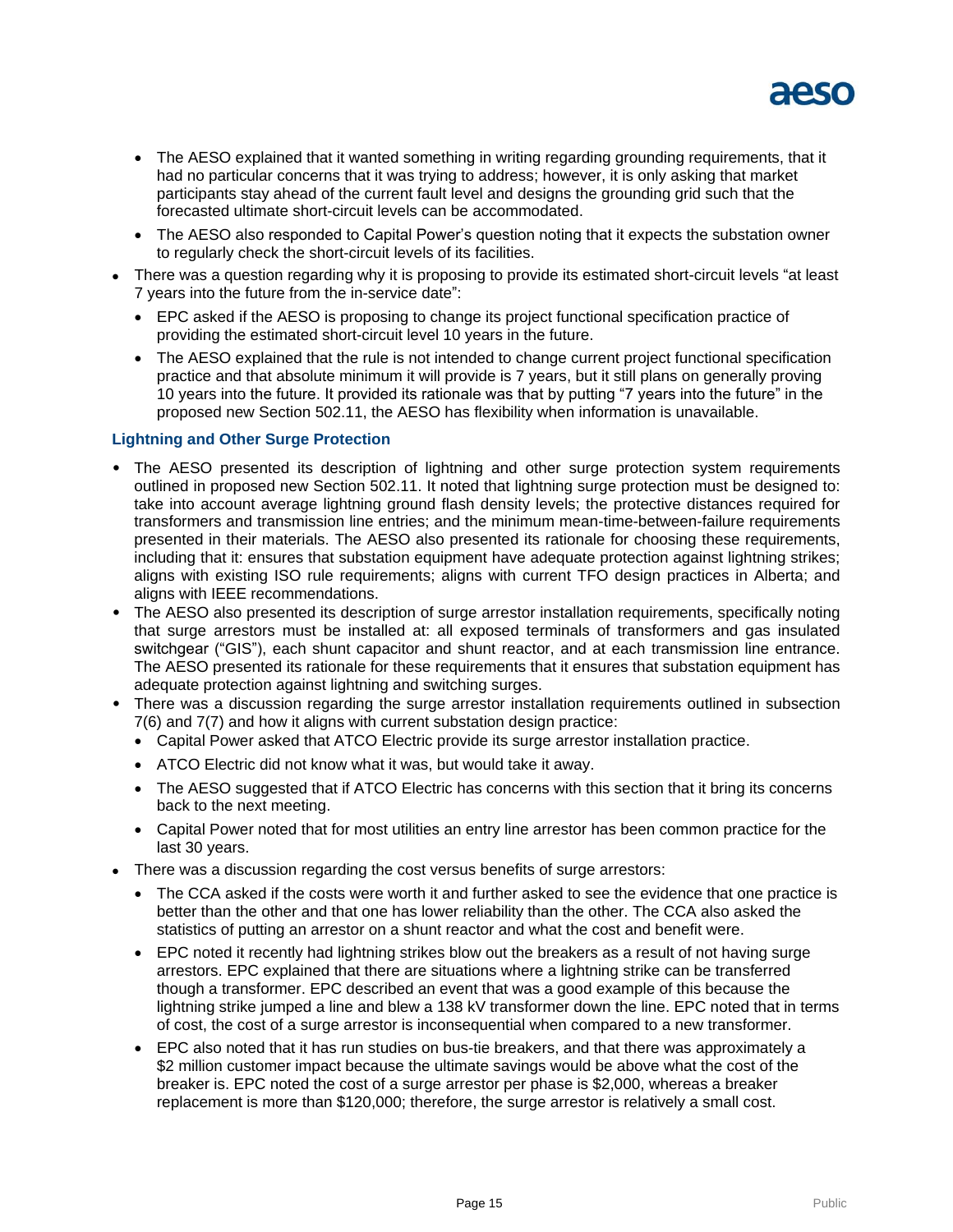- The AESO explained that it wanted something in writing regarding grounding requirements, that it had no particular concerns that it was trying to address; however, it is only asking that market participants stay ahead of the current fault level and designs the grounding grid such that the forecasted ultimate short-circuit levels can be accommodated.
- The AESO also responded to Capital Power's question noting that it expects the substation owner to regularly check the short-circuit levels of its facilities.

- There was a question regarding why it is proposing to provide its estimated short-circuit levels "at least 7 years into the future from the in-service date":
  - EPC asked if the AESO is proposing to change its project functional specification practice of providing the estimated short-circuit level 10 years in the future.
  - The AESO explained that the rule is not intended to change current project functional specification practice and that absolute minimum it will provide is 7 years, but it still plans on generally proving 10 years into the future. It provided its rationale was that by putting "7 years into the future" in the proposed new Section 502.11, the AESO has flexibility when information is unavailable.

### Lightning and Other Surge Protection

- The AESO presented its description of lightning and other surge protection system requirements outlined in proposed new Section 502.11. It noted that lightning surge protection must be designed to: take into account average lightning ground flash density levels; the protective distances required for transformers and transmission line entries; and the minimum mean-time-between-failure requirements presented in their materials. The AESO also presented its rationale for choosing these requirements, including that it: ensures that substation equipment have adequate protection against lightning strikes; aligns with existing ISO rule requirements; aligns with current TFO design practices in Alberta; and aligns with IEEE recommendations.
- The AESO also presented its description of surge arrestor installation requirements, specifically noting that surge arrestors must be installed at: all exposed terminals of transformers and gas insulated switchgear ("GIS"), each shunt capacitor and shunt reactor, and at each transmission line entrance. The AESO presented its rationale for these requirements that it ensures that substation equipment has adequate protection against lightning and switching surges.
- There was a discussion regarding the surge arrestor installation requirements outlined in subsection 7(6) and 7(7) and how it aligns with current substation design practice:
  - Capital Power asked that ATCO Electric provide its surge arrestor installation practice.
  - ATCO Electric did not know what it was, but would take it away.
  - The AESO suggested that if ATCO Electric has concerns with this section that it bring its concerns back to the next meeting.
  - Capital Power noted that for most utilities an entry line arrestor has been common practice for the last 30 years.
- There was a discussion regarding the cost versus benefits of surge arrestors:
  - The CCA asked if the costs were worth it and further asked to see the evidence that one practice is better than the other and that one has lower reliability than the other. The CCA also asked the statistics of putting an arrestor on a shunt reactor and what the cost and benefit were.
  - EPC noted it recently had lightning strikes blow out the breakers as a result of not having surge arrestors. EPC explained that there are situations where a lightning strike can be transferred though a transformer. EPC described an event that was a good example of this because the lightning strike jumped a line and blew a 138 kV transformer down the line. EPC noted that in terms of cost, the cost of a surge arrestor is inconsequential when compared to a new transformer.
  - EPC also noted that it has run studies on bus-tie breakers, and that there was approximately a \$2 million customer impact because the ultimate savings would be above what the cost of the breaker is. EPC noted the cost of a surge arrestor per phase is \$2,000, whereas a breaker replacement is more than \$120,000; therefore, the surge arrestor is relatively a small cost.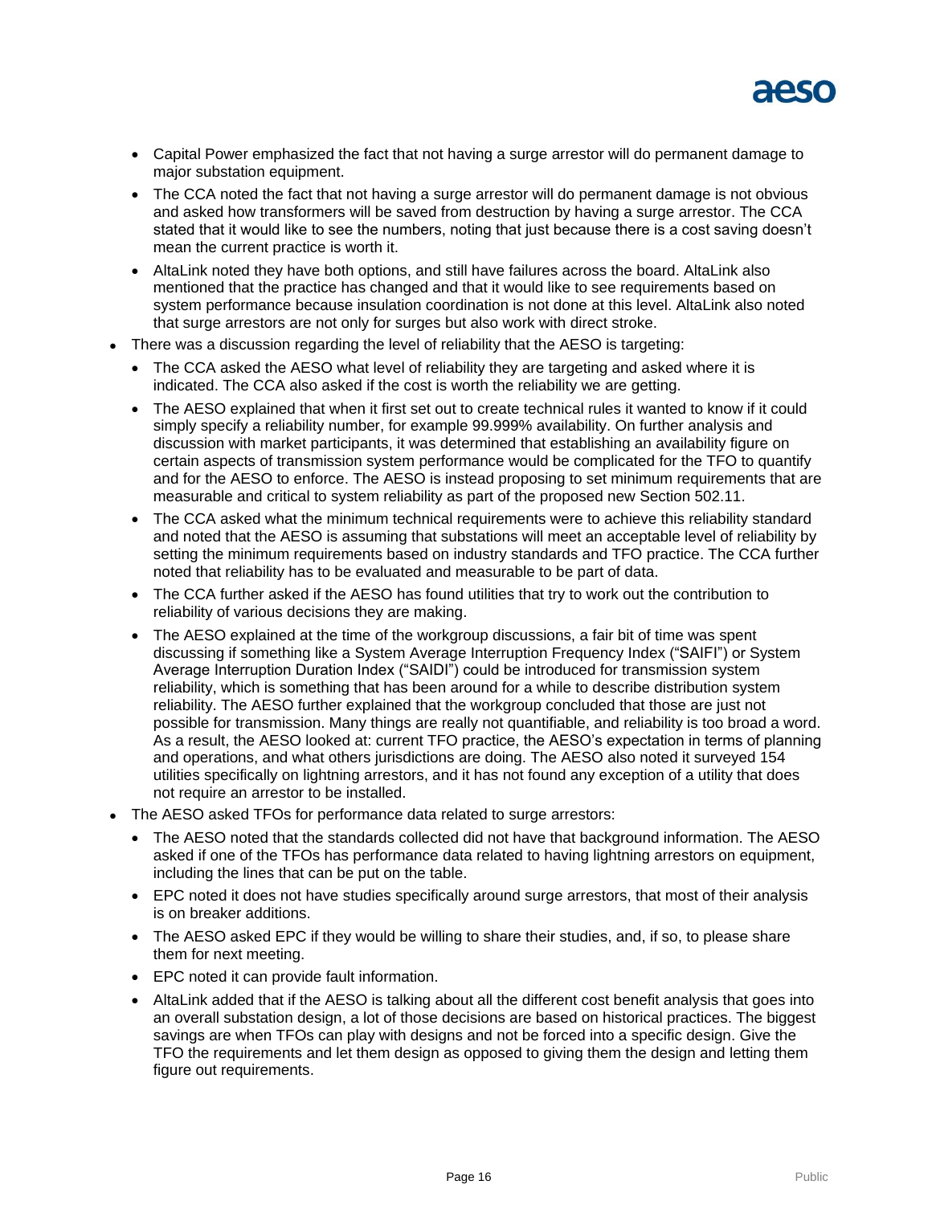- Capital Power emphasized the fact that not having a surge arrestor will do permanent damage to major substation equipment.
- The CCA noted the fact that not having a surge arrestor will do permanent damage is not obvious and asked how transformers will be saved from destruction by having a surge arrestor. The CCA stated that it would like to see the numbers, noting that just because there is a cost saving doesn't mean the current practice is worth it.
- AltaLink noted they have both options, and still have failures across the board. AltaLink also mentioned that the practice has changed and that it would like to see requirements based on system performance because insulation coordination is not done at this level. AltaLink also noted that surge arrestors are not only for surges but also work with direct stroke.

- There was a discussion regarding the level of reliability that the AESO is targeting:
  - The CCA asked the AESO what level of reliability they are targeting and asked where it is indicated. The CCA also asked if the cost is worth the reliability we are getting.
  - The AESO explained that when it first set out to create technical rules it wanted to know if it could simply specify a reliability number, for example 99.999% availability. On further analysis and discussion with market participants, it was determined that establishing an availability figure on certain aspects of transmission system performance would be complicated for the TFO to quantify and for the AESO to enforce. The AESO is instead proposing to set minimum requirements that are measurable and critical to system reliability as part of the proposed new Section 502.11.
  - The CCA asked what the minimum technical requirements were to achieve this reliability standard and noted that the AESO is assuming that substations will meet an acceptable level of reliability by setting the minimum requirements based on industry standards and TFO practice. The CCA further noted that reliability has to be evaluated and measurable to be part of data.
  - The CCA further asked if the AESO has found utilities that try to work out the contribution to reliability of various decisions they are making.
  - The AESO explained at the time of the workgroup discussions, a fair bit of time was spent discussing if something like a System Average Interruption Frequency Index ("SAIFI") or System Average Interruption Duration Index ("SAIDI") could be introduced for transmission system reliability, which is something that has been around for a while to describe distribution system reliability. The AESO further explained that the workgroup concluded that those are just not possible for transmission. Many things are really not quantifiable, and reliability is too broad a word. As a result, the AESO looked at: current TFO practice, the AESO's expectation in terms of planning and operations, and what others jurisdictions are doing. The AESO also noted it surveyed 154 utilities specifically on lightning arrestors, and it has not found any exception of a utility that does not require an arrestor to be installed.

- The AESO asked TFOs for performance data related to surge arrestors:
  - The AESO noted that the standards collected did not have that background information. The AESO asked if one of the TFOs has performance data related to having lightning arrestors on equipment, including the lines that can be put on the table.
  - EPC noted it does not have studies specifically around surge arrestors, that most of their analysis is on breaker additions.
  - The AESO asked EPC if they would be willing to share their studies, and, if so, to please share them for next meeting.
  - EPC noted it can provide fault information.
  - AltaLink added that if the AESO is talking about all the different cost benefit analysis that goes into an overall substation design, a lot of those decisions are based on historical practices. The biggest savings are when TFOs can play with designs and not be forced into a specific design. Give the TFO the requirements and let them design as opposed to giving them the design and letting them figure out requirements.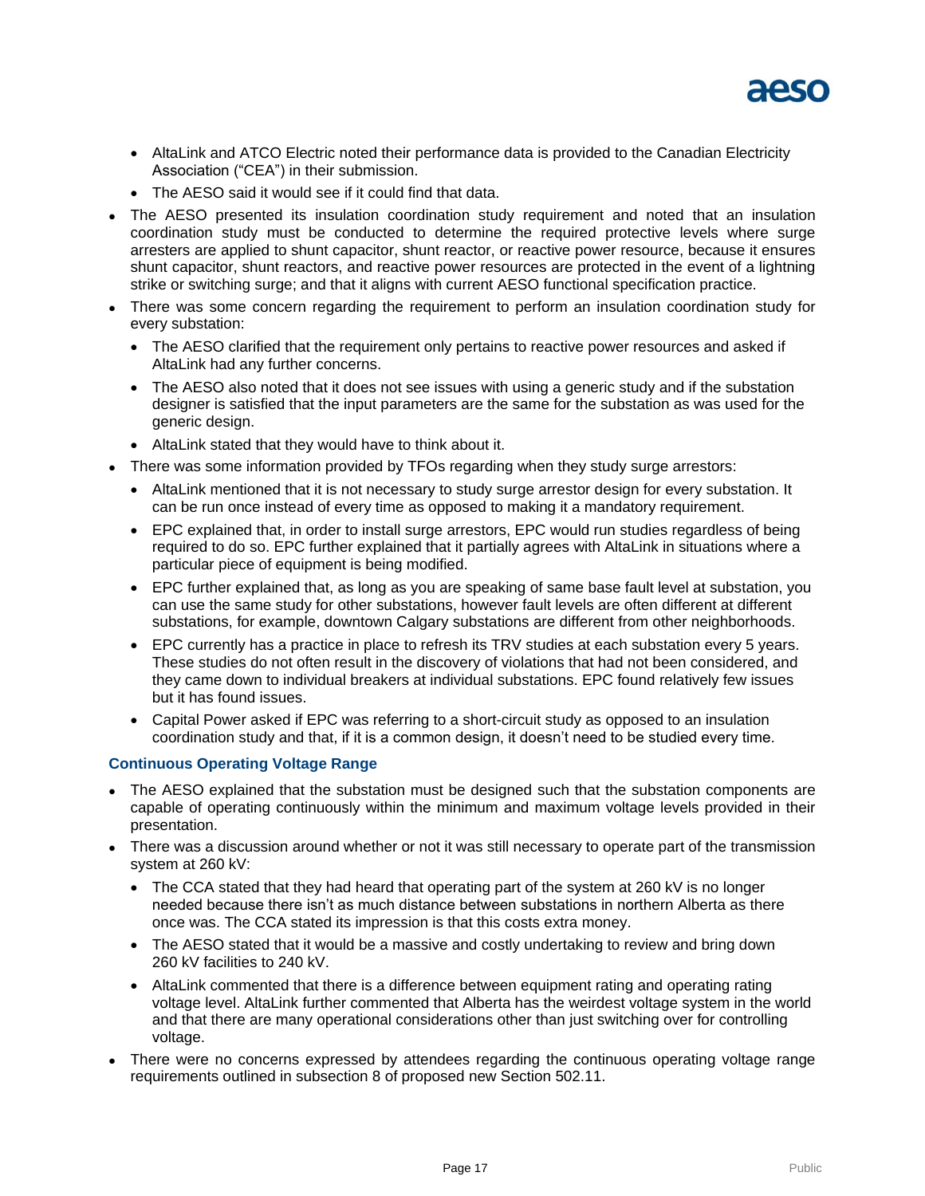- AltaLink and ATCO Electric noted their performance data is provided to the Canadian Electricity Association ("CEA") in their submission.
  - The AESO said it would see if it could find that data.
- The AESO presented its insulation coordination study requirement and noted that an insulation coordination study must be conducted to determine the required protective levels where surge arresters are applied to shunt capacitor, shunt reactor, or reactive power resource, because it ensures shunt capacitor, shunt reactors, and reactive power resources are protected in the event of a lightning strike or switching surge; and that it aligns with current AESO functional specification practice.
- There was some concern regarding the requirement to perform an insulation coordination study for every substation:
  - The AESO clarified that the requirement only pertains to reactive power resources and asked if AltaLink had any further concerns.
  - The AESO also noted that it does not see issues with using a generic study and if the substation designer is satisfied that the input parameters are the same for the substation as was used for the generic design.
  - AltaLink stated that they would have to think about it.
- There was some information provided by TFOs regarding when they study surge arrestors:
  - AltaLink mentioned that it is not necessary to study surge arrestor design for every substation. It can be run once instead of every time as opposed to making it a mandatory requirement.
  - EPC explained that, in order to install surge arrestors, EPC would run studies regardless of being required to do so. EPC further explained that it partially agrees with AltaLink in situations where a particular piece of equipment is being modified.
  - EPC further explained that, as long as you are speaking of same base fault level at substation, you can use the same study for other substations, however fault levels are often different at different substations, for example, downtown Calgary substations are different from other neighborhoods.
  - EPC currently has a practice in place to refresh its TRV studies at each substation every 5 years. These studies do not often result in the discovery of violations that had not been considered, and they came down to individual breakers at individual substations. EPC found relatively few issues but it has found issues.
  - Capital Power asked if EPC was referring to a short-circuit study as opposed to an insulation coordination study and that, if it is a common design, it doesn't need to be studied every time.

### Continuous Operating Voltage Range

- The AESO explained that the substation must be designed such that the substation components are capable of operating continuously within the minimum and maximum voltage levels provided in their presentation.
- There was a discussion around whether or not it was still necessary to operate part of the transmission system at 260 kV:
  - The CCA stated that they had heard that operating part of the system at 260 kV is no longer needed because there isn't as much distance between substations in northern Alberta as there once was. The CCA stated its impression is that this costs extra money.
  - The AESO stated that it would be a massive and costly undertaking to review and bring down 260 kV facilities to 240 kV.
  - AltaLink commented that there is a difference between equipment rating and operating rating voltage level. AltaLink further commented that Alberta has the weirdest voltage system in the world and that there are many operational considerations other than just switching over for controlling voltage.
- There were no concerns expressed by attendees regarding the continuous operating voltage range requirements outlined in subsection 8 of proposed new Section 502.11.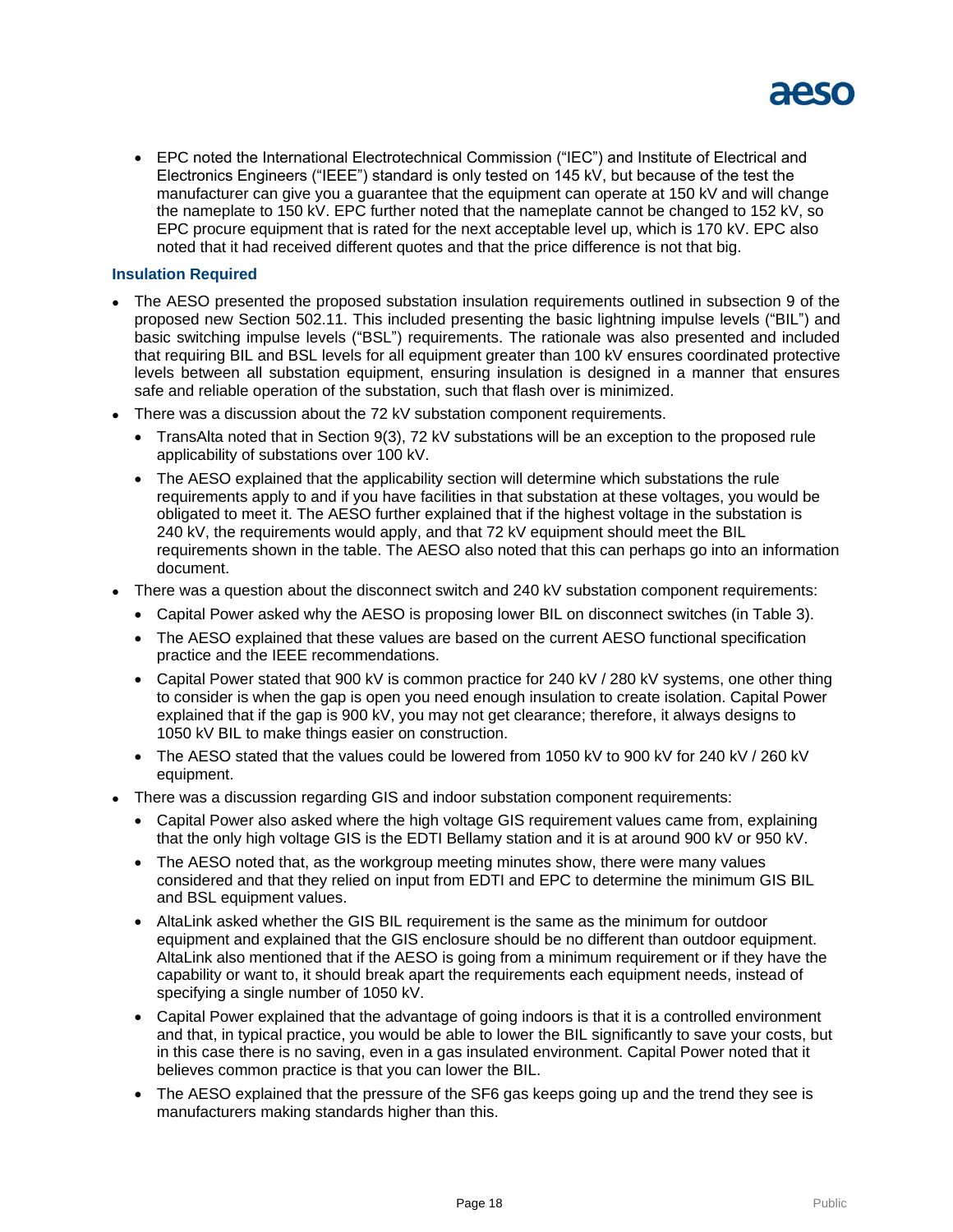- EPC noted the International Electrotechnical Commission ("IEC") and Institute of Electrical and Electronics Engineers ("IEEE") standard is only tested on 145 kV, but because of the test the manufacturer can give you a guarantee that the equipment can operate at 150 kV and will change the nameplate to 150 kV. EPC further noted that the nameplate cannot be changed to 152 kV, so EPC procure equipment that is rated for the next acceptable level up, which is 170 kV. EPC also noted that it had received different quotes and that the price difference is not that big.

### Insulation Required

- The AESO presented the proposed substation insulation requirements outlined in subsection 9 of the proposed new Section 502.11. This included presenting the basic lightning impulse levels ("BIL") and basic switching impulse levels ("BSL") requirements. The rationale was also presented and included that requiring BIL and BSL levels for all equipment greater than 100 kV ensures coordinated protective levels between all substation equipment, ensuring insulation is designed in a manner that ensures safe and reliable operation of the substation, such that flash over is minimized.
- There was a discussion about the 72 kV substation component requirements.
  - TransAlta noted that in Section 9(3), 72 kV substations will be an exception to the proposed rule applicability of substations over 100 kV.
  - The AESO explained that the applicability section will determine which substations the rule requirements apply to and if you have facilities in that substation at these voltages, you would be obligated to meet it. The AESO further explained that if the highest voltage in the substation is 240 kV, the requirements would apply, and that 72 kV equipment should meet the BIL requirements shown in the table. The AESO also noted that this can perhaps go into an information document.
- There was a question about the disconnect switch and 240 kV substation component requirements:
  - Capital Power asked why the AESO is proposing lower BIL on disconnect switches (in Table 3).
  - The AESO explained that these values are based on the current AESO functional specification practice and the IEEE recommendations.
  - Capital Power stated that 900 kV is common practice for 240 kV / 280 kV systems, one other thing to consider is when the gap is open you need enough insulation to create isolation. Capital Power explained that if the gap is 900 kV, you may not get clearance; therefore, it always designs to 1050 kV BIL to make things easier on construction.
  - The AESO stated that the values could be lowered from 1050 kV to 900 kV for 240 kV / 260 kV equipment.
- There was a discussion regarding GIS and indoor substation component requirements:
  - Capital Power also asked where the high voltage GIS requirement values came from, explaining that the only high voltage GIS is the EDTI Bellamy station and it is at around 900 kV or 950 kV.
  - The AESO noted that, as the workgroup meeting minutes show, there were many values considered and that they relied on input from EDTI and EPC to determine the minimum GIS BIL and BSL equipment values.
  - AltaLink asked whether the GIS BIL requirement is the same as the minimum for outdoor equipment and explained that the GIS enclosure should be no different than outdoor equipment. AltaLink also mentioned that if the AESO is going from a minimum requirement or if they have the capability or want to, it should break apart the requirements each equipment needs, instead of specifying a single number of 1050 kV.
  - Capital Power explained that the advantage of going indoors is that it is a controlled environment and that, in typical practice, you would be able to lower the BIL significantly to save your costs, but in this case there is no saving, even in a gas insulated environment. Capital Power noted that it believes common practice is that you can lower the BIL.
  - The AESO explained that the pressure of the $SF_6$ gas keeps going up and the trend they see is manufacturers making standards higher than this.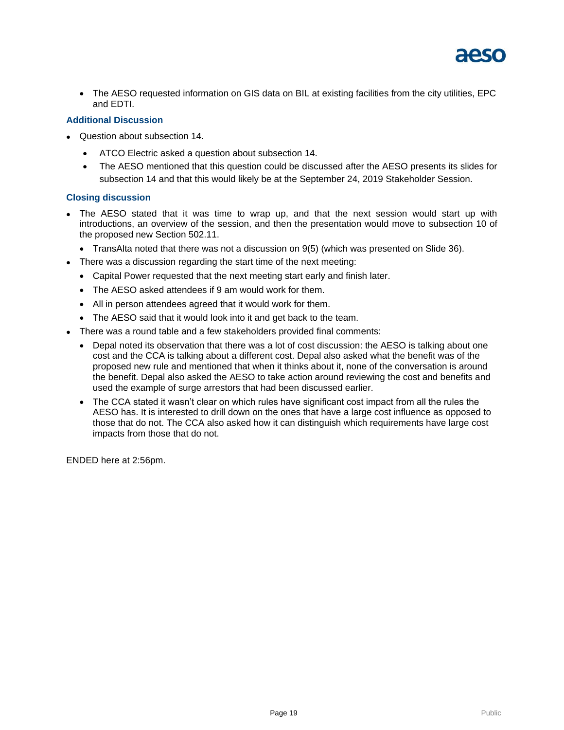- The AESO requested information on GIS data on BIL at existing facilities from the city utilities, EPC and EDTI.

### Additional Discussion

- Question about subsection 14.
  - ATCO Electric asked a question about subsection 14.
  - The AESO mentioned that this question could be discussed after the AESO presents its slides for subsection 14 and that this would likely be at the September 24, 2019 Stakeholder Session.

### Closing discussion

- The AESO stated that it was time to wrap up, and that the next session would start up with introductions, an overview of the session, and then the presentation would move to subsection 10 of the proposed new Section 502.11.
  - TransAlta noted that there was not a discussion on 9(5) (which was presented on Slide 36).
- There was a discussion regarding the start time of the next meeting:
  - Capital Power requested that the next meeting start early and finish later.
  - The AESO asked attendees if 9 am would work for them.
  - All in person attendees agreed that it would work for them.
  - The AESO said that it would look into it and get back to the team.
- There was a round table and a few stakeholders provided final comments:
  - Depal noted its observation that there was a lot of cost discussion: the AESO is talking about one cost and the CCA is talking about a different cost. Depal also asked what the benefit was of the proposed new rule and mentioned that when it thinks about it, none of the conversation is around the benefit. Depal also asked the AESO to take action around reviewing the cost and benefits and used the example of surge arrestors that had been discussed earlier.
  - The CCA stated it wasn't clear on which rules have significant cost impact from all the rules the AESO has. It is interested to drill down on the ones that have a large cost influence as opposed to those that do not. The CCA also asked how it can distinguish which requirements have large cost impacts from those that do not.

ENDED here at 2:56pm.